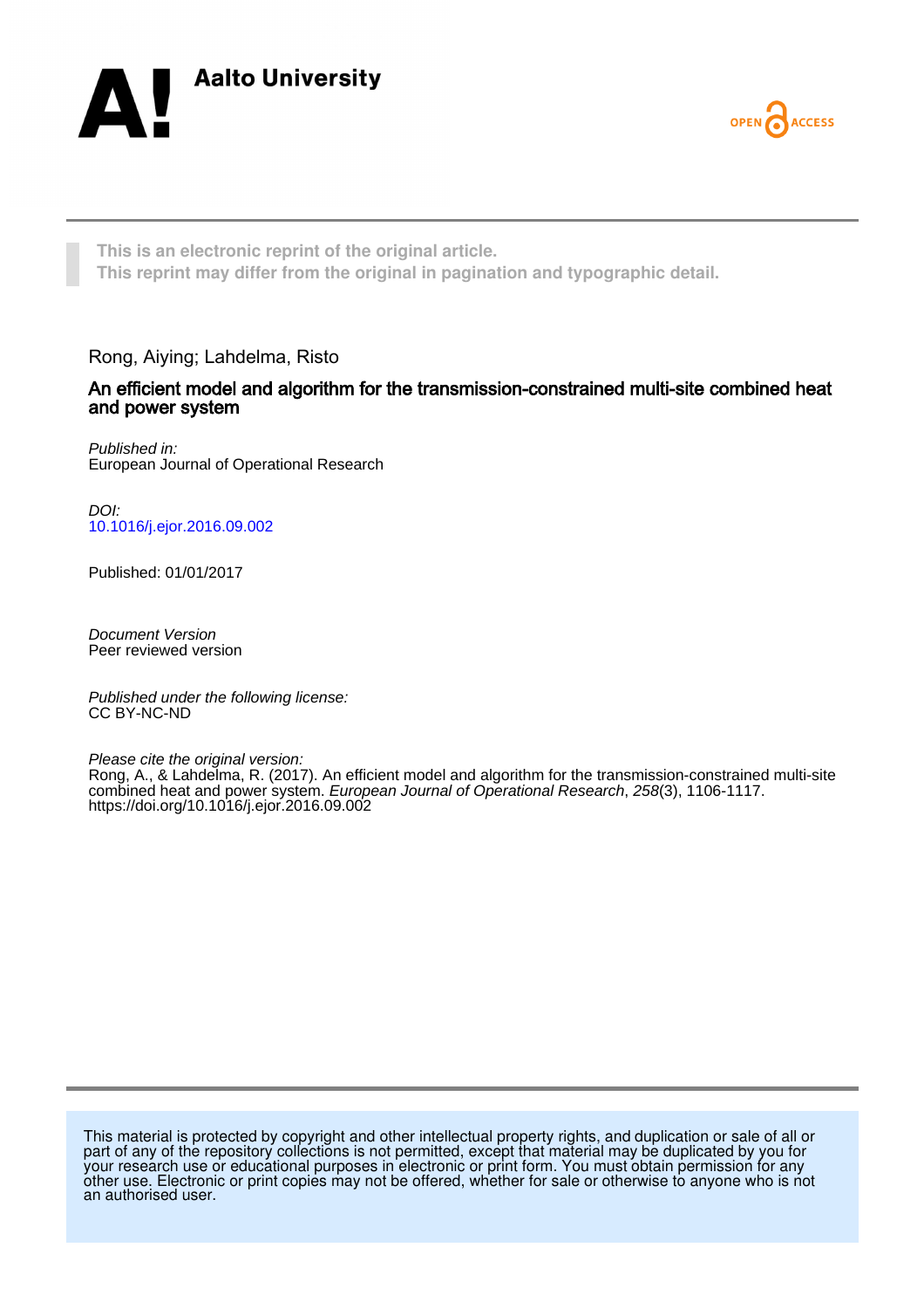Aalto University

OPEN ACCESS

This is an electronic reprint of the original article.
This reprint may differ from the original in pagination and typographic detail.

Rong, Aiying; Lahdelma, Risto

# An efficient model and algorithm for the transmission-constrained multi-site combined heat and power system

*Published in:*
European Journal of Operational Research

*DOI:*
[10.1016/j.ejor.2016.09.002](https://doi.org/10.1016/j.ejor.2016.09.002)

Published: 01/01/2017

*Document Version*
Peer reviewed version

*Published under the following license:*
CC BY-NC-ND

*Please cite the original version:*
Rong, A., & Lahdelma, R. (2017). An efficient model and algorithm for the transmission-constrained multi-site combined heat and power system. *European Journal of Operational Research*, *258*(3), 1106-1117. https://doi.org/10.1016/j.ejor.2016.09.002

This material is protected by copyright and other intellectual property rights, and duplication or sale of all or part of any of the repository collections is not permitted, except that material may be duplicated by you for your research use or educational purposes in electronic or print form. You must obtain permission for any other use. Electronic or print copies may not be offered, whether for sale or otherwise to anyone who is not an authorised user.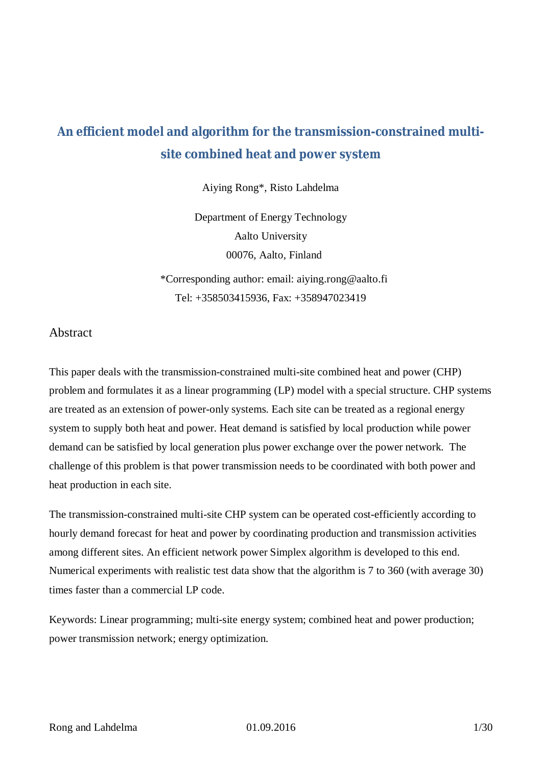# An efficient model and algorithm for the transmission-constrained multi-site combined heat and power system

Aiying Rong*, Risto Lahdelma

Department of Energy Technology
Aalto University
00076, Aalto, Finland

*Corresponding author: email: aiying.rong@aalto.fi
Tel: +358503415936, Fax: +358947023419

## Abstract

This paper deals with the transmission-constrained multi-site combined heat and power (CHP) problem and formulates it as a linear programming (LP) model with a special structure. CHP systems are treated as an extension of power-only systems. Each site can be treated as a regional energy system to supply both heat and power. Heat demand is satisfied by local production while power demand can be satisfied by local generation plus power exchange over the power network. The challenge of this problem is that power transmission needs to be coordinated with both power and heat production in each site.

The transmission-constrained multi-site CHP system can be operated cost-efficiently according to hourly demand forecast for heat and power by coordinating production and transmission activities among different sites. An efficient network power Simplex algorithm is developed to this end. Numerical experiments with realistic test data show that the algorithm is 7 to 360 (with average 30) times faster than a commercial LP code.

Keywords: Linear programming; multi-site energy system; combined heat and power production; power transmission network; energy optimization.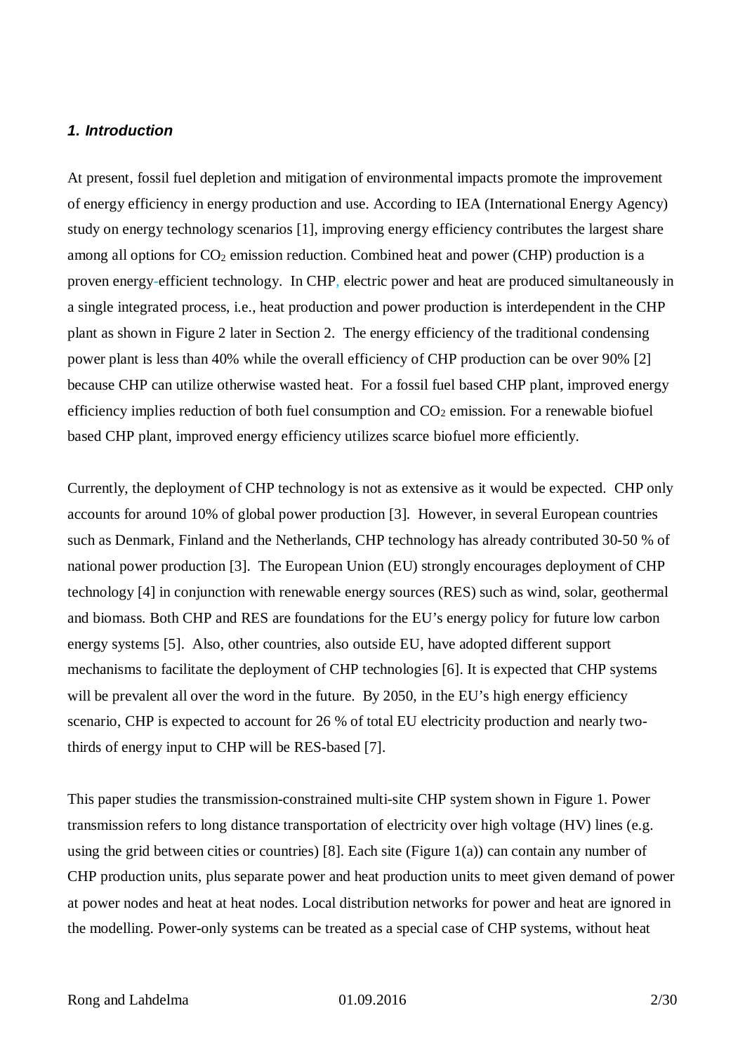### *1. Introduction*

At present, fossil fuel depletion and mitigation of environmental impacts promote the improvement of energy efficiency in energy production and use. According to IEA (International Energy Agency) study on energy technology scenarios [1], improving energy efficiency contributes the largest share among all options for $CO_2$ emission reduction. Combined heat and power (CHP) production is a proven energy-efficient technology. In CHP, electric power and heat are produced simultaneously in a single integrated process, i.e., heat production and power production is interdependent in the CHP plant as shown in Figure 2 later in Section 2. The energy efficiency of the traditional condensing power plant is less than 40% while the overall efficiency of CHP production can be over 90% [2] because CHP can utilize otherwise wasted heat. For a fossil fuel based CHP plant, improved energy efficiency implies reduction of both fuel consumption and $CO_2$ emission. For a renewable biofuel based CHP plant, improved energy efficiency utilizes scarce biofuel more efficiently.

Currently, the deployment of CHP technology is not as extensive as it would be expected. CHP only accounts for around 10% of global power production [3]. However, in several European countries such as Denmark, Finland and the Netherlands, CHP technology has already contributed 30-50 % of national power production [3]. The European Union (EU) strongly encourages deployment of CHP technology [4] in conjunction with renewable energy sources (RES) such as wind, solar, geothermal and biomass. Both CHP and RES are foundations for the EU's energy policy for future low carbon energy systems [5]. Also, other countries, also outside EU, have adopted different support mechanisms to facilitate the deployment of CHP technologies [6]. It is expected that CHP systems will be prevalent all over the word in the future. By 2050, in the EU's high energy efficiency scenario, CHP is expected to account for 26 % of total EU electricity production and nearly two-thirds of energy input to CHP will be RES-based [7].

This paper studies the transmission-constrained multi-site CHP system shown in Figure 1. Power transmission refers to long distance transportation of electricity over high voltage (HV) lines (e.g. using the grid between cities or countries) [8]. Each site (Figure 1(a)) can contain any number of CHP production units, plus separate power and heat production units to meet given demand of power at power nodes and heat at heat nodes. Local distribution networks for power and heat are ignored in the modelling. Power-only systems can be treated as a special case of CHP systems, without heat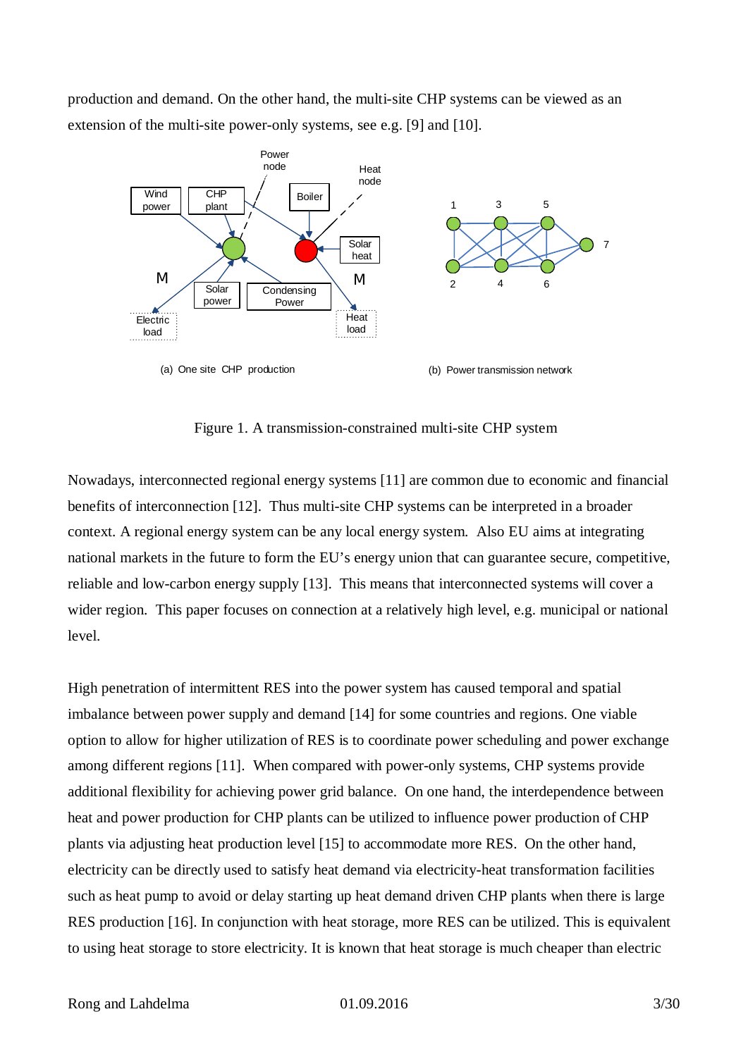production and demand. On the other hand, the multi-site CHP systems can be viewed as an extension of the multi-site power-only systems, see e.g. [9] and [10].

(a) One site CHP production

(b) Power transmission network

Figure 1. A transmission-constrained multi-site CHP system

Nowadays, interconnected regional energy systems [11] are common due to economic and financial benefits of interconnection [12]. Thus multi-site CHP systems can be interpreted in a broader context. A regional energy system can be any local energy system. Also EU aims at integrating national markets in the future to form the EU's energy union that can guarantee secure, competitive, reliable and low-carbon energy supply [13]. This means that interconnected systems will cover a wider region. This paper focuses on connection at a relatively high level, e.g. municipal or national level.

High penetration of intermittent RES into the power system has caused temporal and spatial imbalance between power supply and demand [14] for some countries and regions. One viable option to allow for higher utilization of RES is to coordinate power scheduling and power exchange among different regions [11]. When compared with power-only systems, CHP systems provide additional flexibility for achieving power grid balance. On one hand, the interdependence between heat and power production for CHP plants can be utilized to influence power production of CHP plants via adjusting heat production level [15] to accommodate more RES. On the other hand, electricity can be directly used to satisfy heat demand via electricity-heat transformation facilities such as heat pump to avoid or delay starting up heat demand driven CHP plants when there is large RES production [16]. In conjunction with heat storage, more RES can be utilized. This is equivalent to using heat storage to store electricity. It is known that heat storage is much cheaper than electric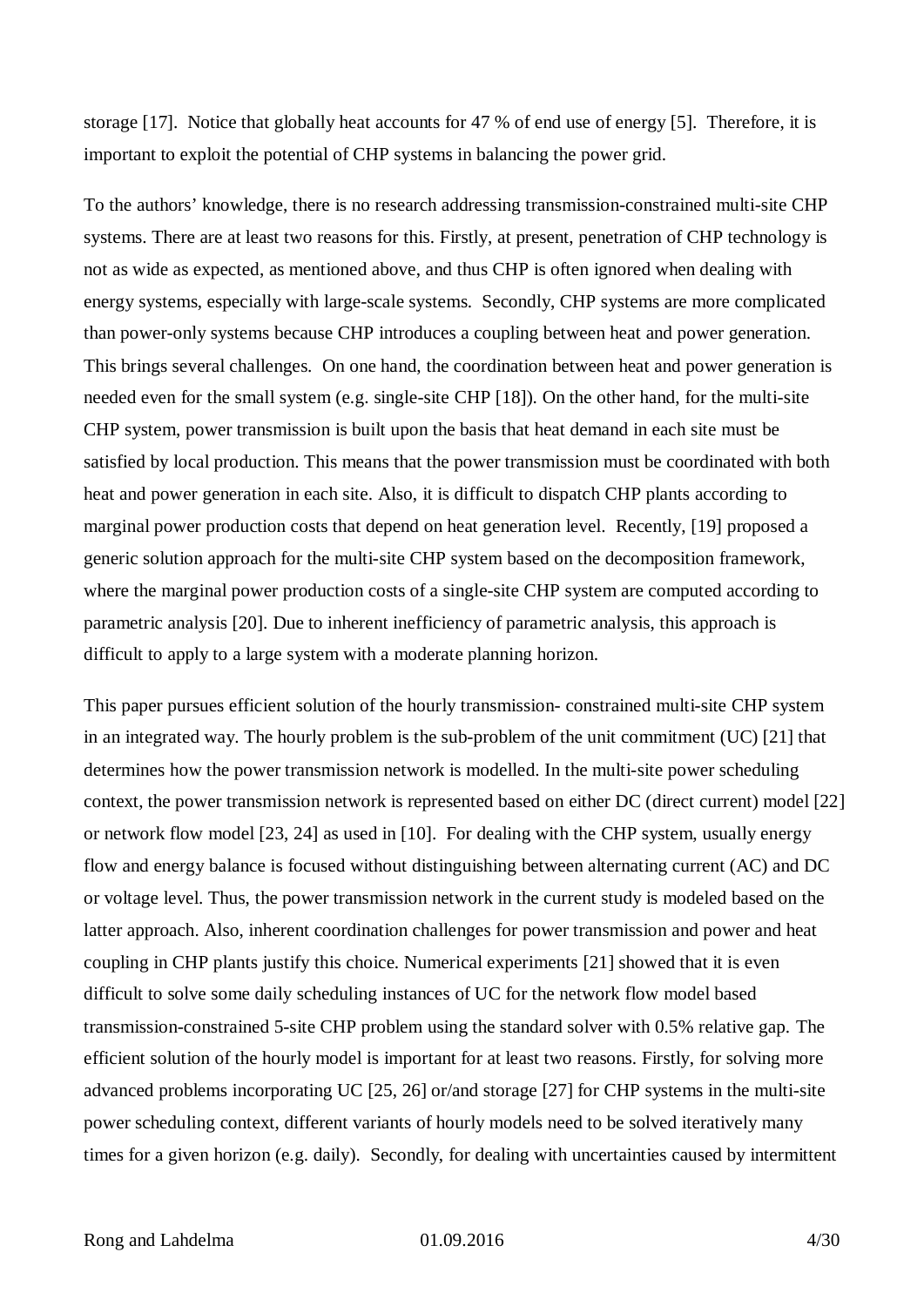storage [17]. Notice that globally heat accounts for 47 % of end use of energy [5]. Therefore, it is important to exploit the potential of CHP systems in balancing the power grid.

To the authors' knowledge, there is no research addressing transmission-constrained multi-site CHP systems. There are at least two reasons for this. Firstly, at present, penetration of CHP technology is not as wide as expected, as mentioned above, and thus CHP is often ignored when dealing with energy systems, especially with large-scale systems. Secondly, CHP systems are more complicated than power-only systems because CHP introduces a coupling between heat and power generation. This brings several challenges. On one hand, the coordination between heat and power generation is needed even for the small system (e.g. single-site CHP [18]). On the other hand, for the multi-site CHP system, power transmission is built upon the basis that heat demand in each site must be satisfied by local production. This means that the power transmission must be coordinated with both heat and power generation in each site. Also, it is difficult to dispatch CHP plants according to marginal power production costs that depend on heat generation level. Recently, [19] proposed a generic solution approach for the multi-site CHP system based on the decomposition framework, where the marginal power production costs of a single-site CHP system are computed according to parametric analysis [20]. Due to inherent inefficiency of parametric analysis, this approach is difficult to apply to a large system with a moderate planning horizon.

This paper pursues efficient solution of the hourly transmission- constrained multi-site CHP system in an integrated way. The hourly problem is the sub-problem of the unit commitment (UC) [21] that determines how the power transmission network is modelled. In the multi-site power scheduling context, the power transmission network is represented based on either DC (direct current) model [22] or network flow model [23, 24] as used in [10]. For dealing with the CHP system, usually energy flow and energy balance is focused without distinguishing between alternating current (AC) and DC or voltage level. Thus, the power transmission network in the current study is modeled based on the latter approach. Also, inherent coordination challenges for power transmission and power and heat coupling in CHP plants justify this choice. Numerical experiments [21] showed that it is even difficult to solve some daily scheduling instances of UC for the network flow model based transmission-constrained 5-site CHP problem using the standard solver with 0.5% relative gap. The efficient solution of the hourly model is important for at least two reasons. Firstly, for solving more advanced problems incorporating UC [25, 26] or/and storage [27] for CHP systems in the multi-site power scheduling context, different variants of hourly models need to be solved iteratively many times for a given horizon (e.g. daily). Secondly, for dealing with uncertainties caused by intermittent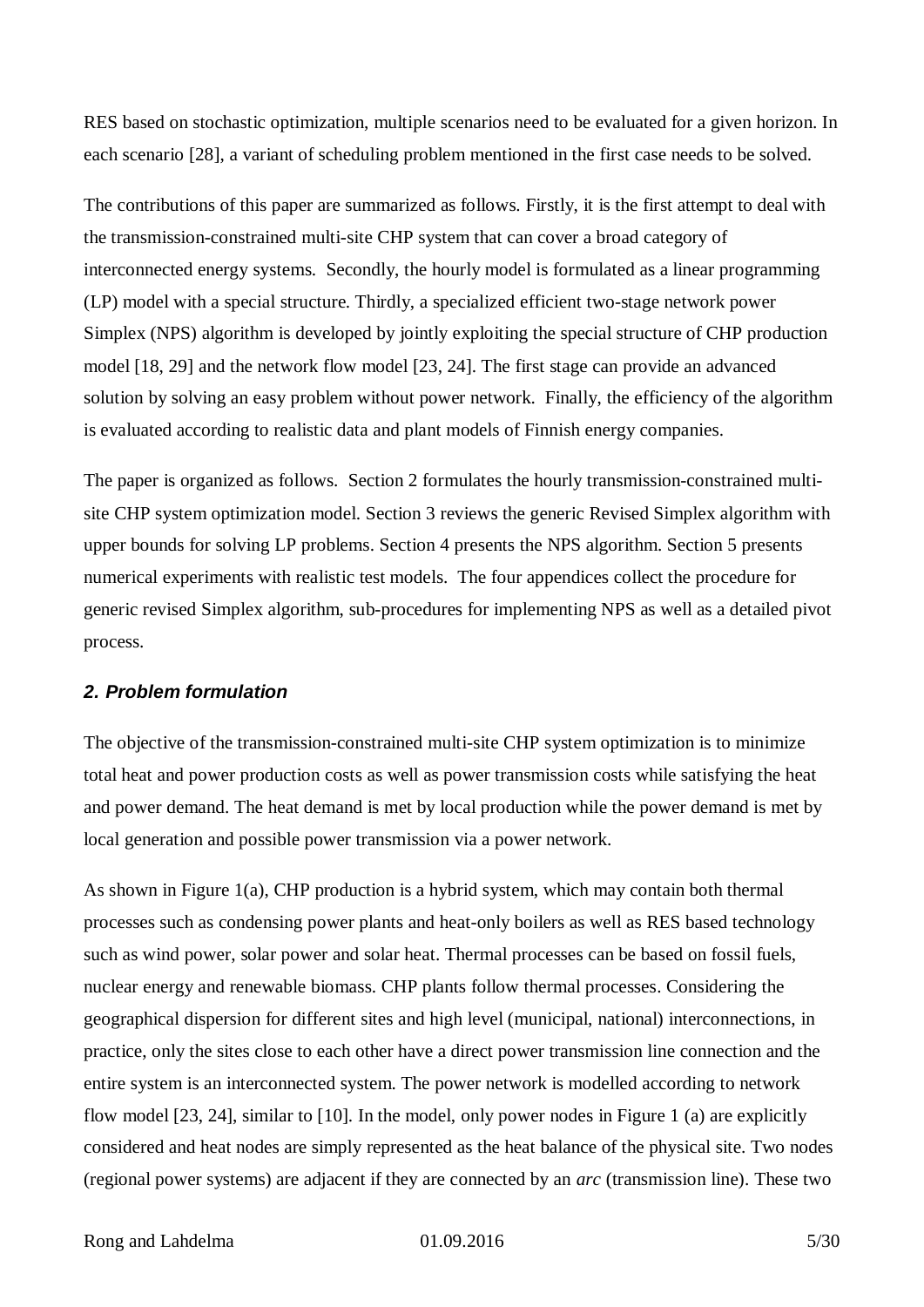RES based on stochastic optimization, multiple scenarios need to be evaluated for a given horizon. In each scenario [28], a variant of scheduling problem mentioned in the first case needs to be solved.

The contributions of this paper are summarized as follows. Firstly, it is the first attempt to deal with the transmission-constrained multi-site CHP system that can cover a broad category of interconnected energy systems. Secondly, the hourly model is formulated as a linear programming (LP) model with a special structure. Thirdly, a specialized efficient two-stage network power Simplex (NPS) algorithm is developed by jointly exploiting the special structure of CHP production model [18, 29] and the network flow model [23, 24]. The first stage can provide an advanced solution by solving an easy problem without power network. Finally, the efficiency of the algorithm is evaluated according to realistic data and plant models of Finnish energy companies.

The paper is organized as follows. Section 2 formulates the hourly transmission-constrained multi-site CHP system optimization model. Section 3 reviews the generic Revised Simplex algorithm with upper bounds for solving LP problems. Section 4 presents the NPS algorithm. Section 5 presents numerical experiments with realistic test models. The four appendices collect the procedure for generic revised Simplex algorithm, sub-procedures for implementing NPS as well as a detailed pivot process.

## *2. Problem formulation*

The objective of the transmission-constrained multi-site CHP system optimization is to minimize total heat and power production costs as well as power transmission costs while satisfying the heat and power demand. The heat demand is met by local production while the power demand is met by local generation and possible power transmission via a power network.

As shown in Figure 1(a), CHP production is a hybrid system, which may contain both thermal processes such as condensing power plants and heat-only boilers as well as RES based technology such as wind power, solar power and solar heat. Thermal processes can be based on fossil fuels, nuclear energy and renewable biomass. CHP plants follow thermal processes. Considering the geographical dispersion for different sites and high level (municipal, national) interconnections, in practice, only the sites close to each other have a direct power transmission line connection and the entire system is an interconnected system. The power network is modelled according to network flow model [23, 24], similar to [10]. In the model, only power nodes in Figure 1 (a) are explicitly considered and heat nodes are simply represented as the heat balance of the physical site. Two nodes (regional power systems) are adjacent if they are connected by an *arc* (transmission line). These two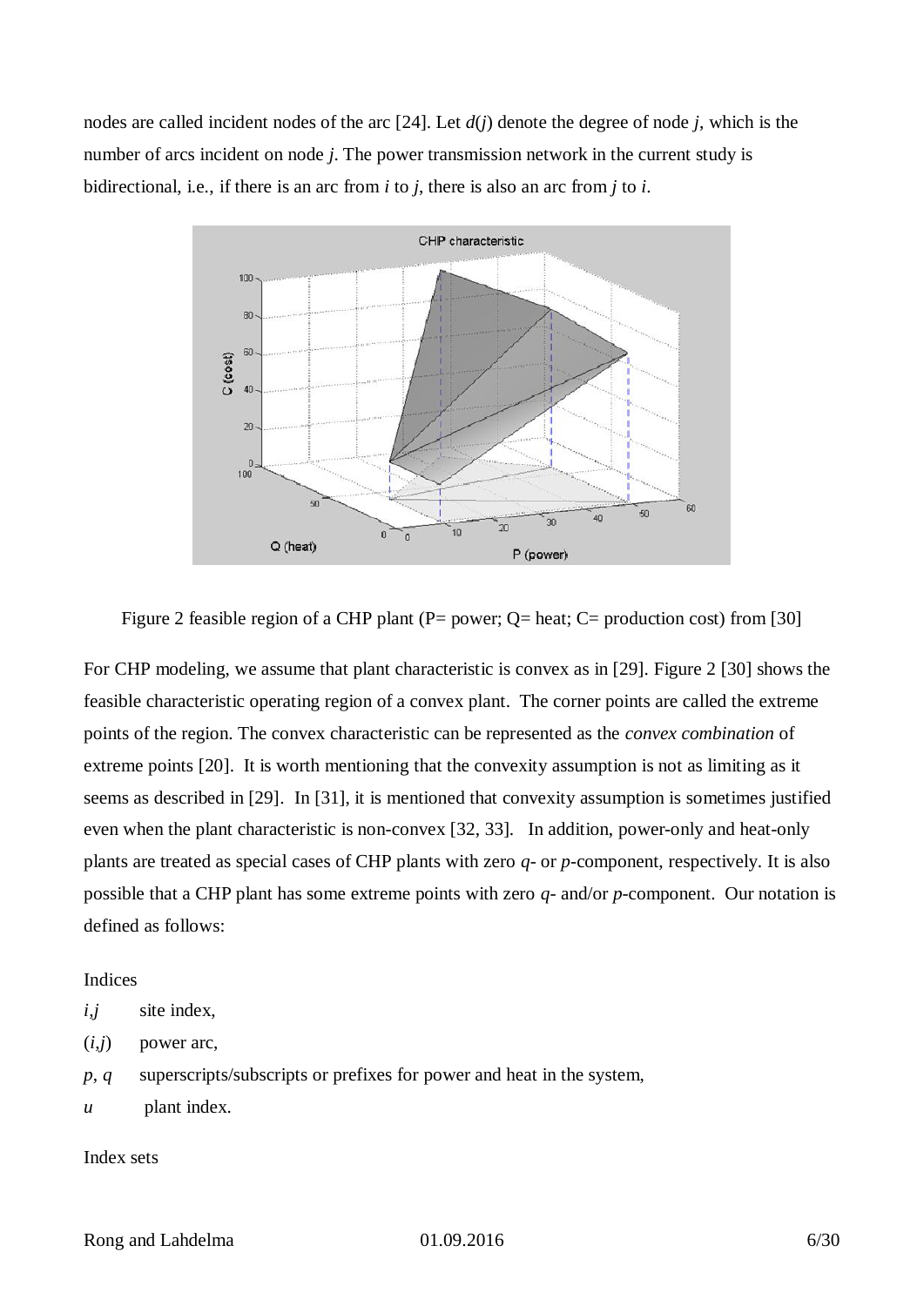nodes are called incident nodes of the arc [24]. Let $d(j)$ denote the degree of node $j$, which is the number of arcs incident on node $j$. The power transmission network in the current study is bidirectional, i.e., if there is an arc from $i$ to $j$, there is also an arc from $j$ to $i$.

Figure 2 feasible region of a CHP plant (P= power; Q= heat; C= production cost) from [30]

For CHP modeling, we assume that plant characteristic is convex as in [29]. Figure 2 [30] shows the feasible characteristic operating region of a convex plant. The corner points are called the extreme points of the region. The convex characteristic can be represented as the *convex combination* of extreme points [20]. It is worth mentioning that the convexity assumption is not as limiting as it seems as described in [29]. In [31], it is mentioned that convexity assumption is sometimes justified even when the plant characteristic is non-convex [32, 33]. In addition, power-only and heat-only plants are treated as special cases of CHP plants with zero $q$- or $p$-component, respectively. It is also possible that a CHP plant has some extreme points with zero $q$- and/or $p$-component. Our notation is defined as follows:

Indices

$i$,$j$ site index,

$(i,j)$ power arc,

$p$, $q$ superscripts/subscripts or prefixes for power and heat in the system,

$u$ plant index.

Index sets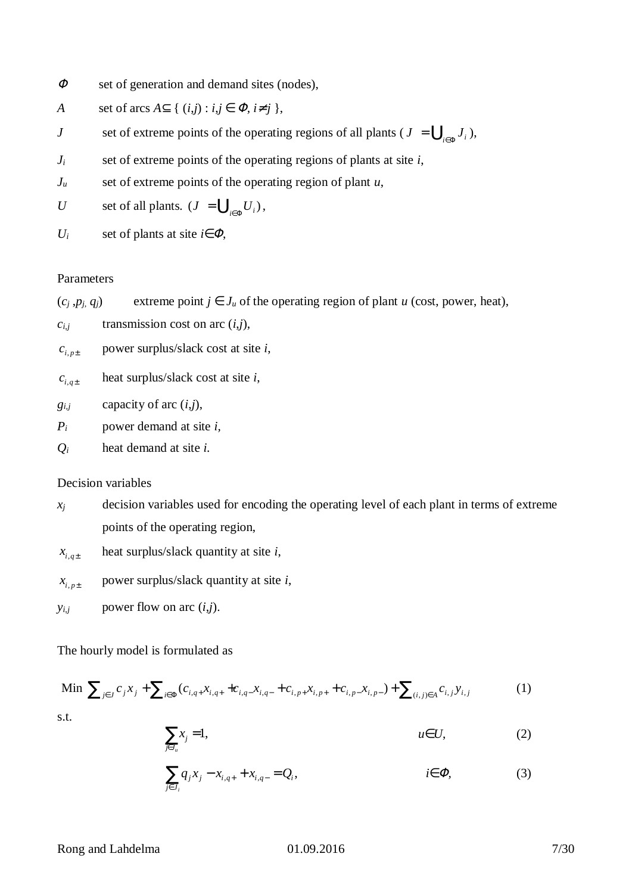$\Phi$ set of generation and demand sites (nodes),

$A$ set of arcs $A \subseteq \{ (i,j) : i,j \in \Phi, i \neq j \}$,

$J$ set of extreme points of the operating regions of all plants ( $J = \bigcup_{i \in \Phi} J_i$ ),

$J_i$ set of extreme points of the operating regions of plants at site $i$,

$J_u$ set of extreme points of the operating region of plant $u$,

$U$ set of all plants. ( $J = \bigcup_{i \in \Phi} U_i$ ),

$U_i$ set of plants at site $i \in \Phi$,

Parameters

$(c_j, p_j, q_j)$ extreme point $j \in J_u$ of the operating region of plant $u$ (cost, power, heat),

$c_{i,j}$ transmission cost on arc $(i,j)$,

$c_{i,p\pm}$ power surplus/slack cost at site $i$,

$c_{i,q\pm}$ heat surplus/slack cost at site $i$,

$g_{i,j}$ capacity of arc $(i,j)$,

$P_i$ power demand at site $i$,

$Q_i$ heat demand at site $i$.

Decision variables

$x_j$ decision variables used for encoding the operating level of each plant in terms of extreme points of the operating region,

$x_{i,q\pm}$ heat surplus/slack quantity at site $i$,

$x_{i,p\pm}$ power surplus/slack quantity at site $i$,

$y_{i,j}$ power flow on arc $(i,j)$.

The hourly model is formulated as

$$\text{Min} \sum_{j \in J} c_j x_j + \sum_{i \in \Phi} (c_{i,q+} x_{i,q+} + c_{i,q-} x_{i,q-} + c_{i,p+} x_{i,p+} + c_{i,p-} x_{i,p-}) + \sum_{(i,j) \in A} c_{i,j} y_{i,j} \tag{1}$$

s.t.

$$\sum_{j \in J_u} x_j = 1, \qquad u \in U, \tag{2}$$

$$\sum_{j \in J_i} q_j x_j - x_{i,q+} + x_{i,q-} = Q_i, \qquad i \in \Phi, \tag{3}$$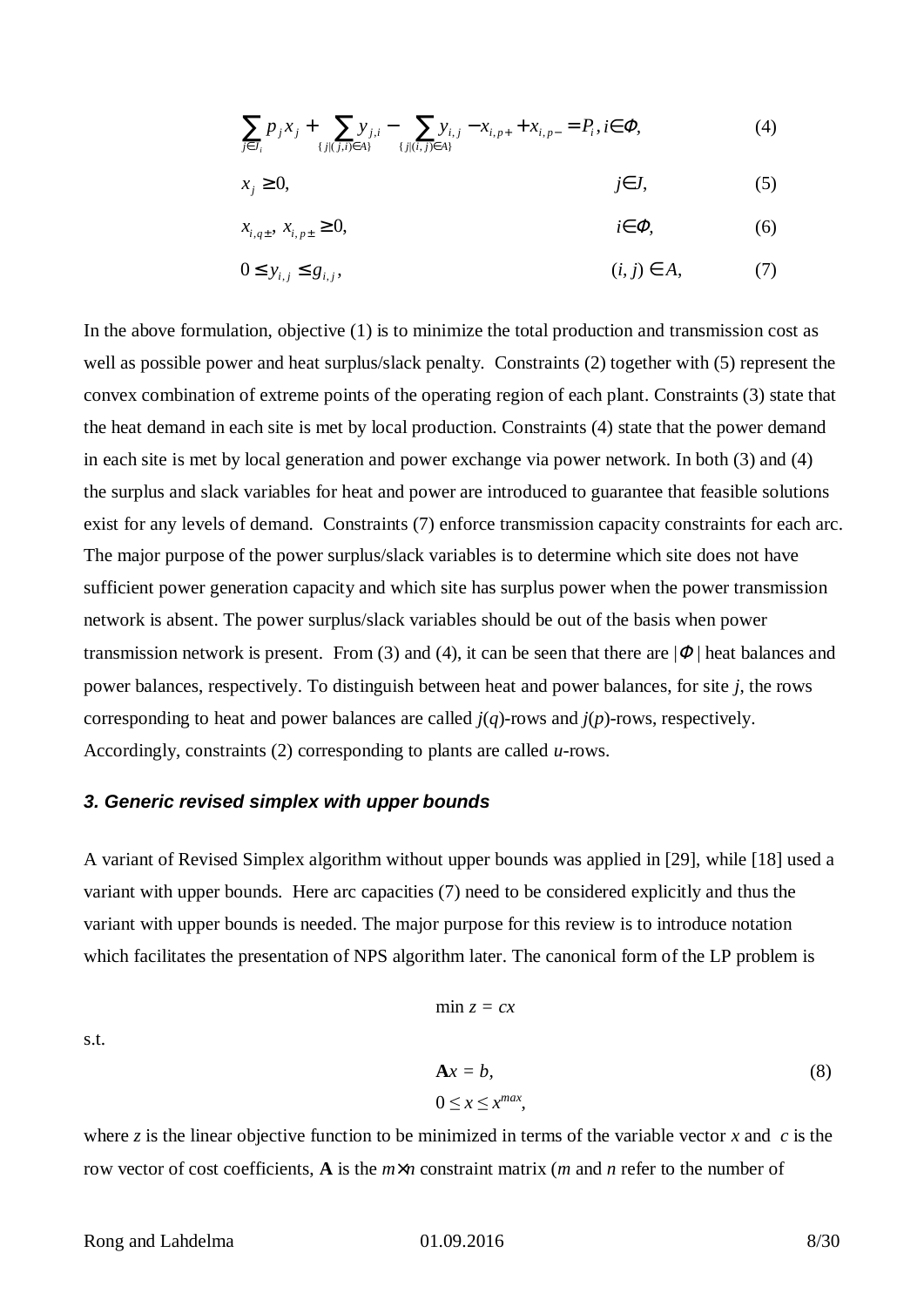$$\sum_{j \in J_i} p_j x_j + \sum_{\{j|(j,i) \in A\}} y_{j,i} - \sum_{\{j|(i,j) \in A\}} y_{i,j} - x_{i,p+} + x_{i,p-} = P_i, i \in \Phi, \quad (4)$$

$$x_j \geq 0, \quad j \in J, \quad (5)$$

$$x_{i,q\pm},\ x_{i,p\pm} \geq 0, \quad i \in \Phi, \quad (6)$$

$$0 \leq y_{i,j} \leq g_{i,j}, \quad (i, j) \in A, \quad (7)$$

In the above formulation, objective (1) is to minimize the total production and transmission cost as well as possible power and heat surplus/slack penalty. Constraints (2) together with (5) represent the convex combination of extreme points of the operating region of each plant. Constraints (3) state that the heat demand in each site is met by local production. Constraints (4) state that the power demand in each site is met by local generation and power exchange via power network. In both (3) and (4) the surplus and slack variables for heat and power are introduced to guarantee that feasible solutions exist for any levels of demand. Constraints (7) enforce transmission capacity constraints for each arc. The major purpose of the power surplus/slack variables is to determine which site does not have sufficient power generation capacity and which site has surplus power when the power transmission network is absent. The power surplus/slack variables should be out of the basis when power transmission network is present. From (3) and (4), it can be seen that there are $|\Phi|$ heat balances and power balances, respectively. To distinguish between heat and power balances, for site $j$, the rows corresponding to heat and power balances are called $j(q)$-rows and $j(p)$-rows, respectively. Accordingly, constraints (2) corresponding to plants are called $u$-rows.

### *3. Generic revised simplex with upper bounds*

A variant of Revised Simplex algorithm without upper bounds was applied in [29], while [18] used a variant with upper bounds. Here arc capacities (7) need to be considered explicitly and thus the variant with upper bounds is needed. The major purpose for this review is to introduce notation which facilitates the presentation of NPS algorithm later. The canonical form of the LP problem is

$$\min z = cx$$

s.t.

$$\mathbf{A}x = b, \quad (8)$$
$$0 \leq x \leq x^{max},$$

where $z$ is the linear objective function to be minimized in terms of the variable vector $x$ and $c$ is the row vector of cost coefficients, $\mathbf{A}$ is the $m \times n$ constraint matrix ($m$ and $n$ refer to the number of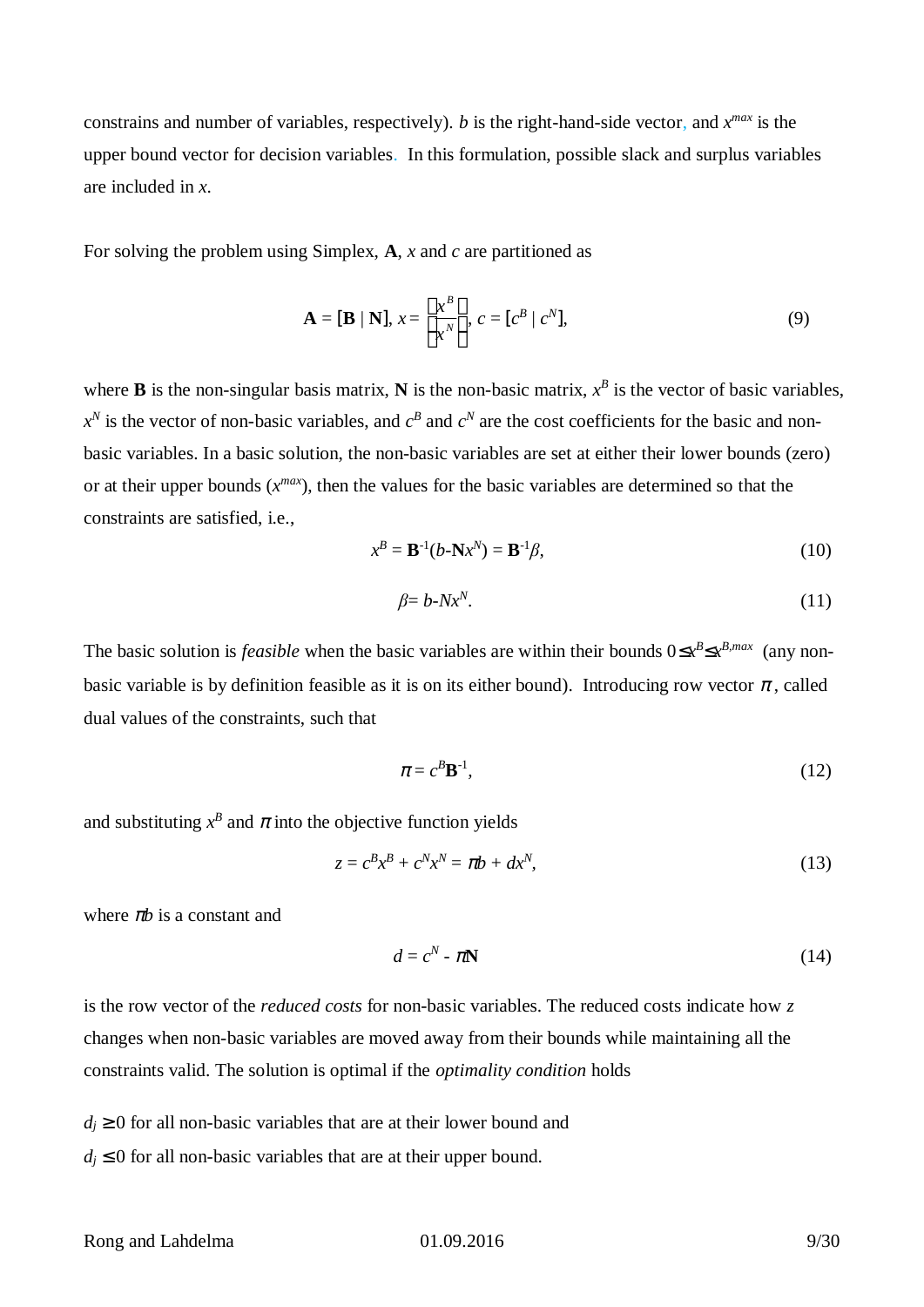constrains and number of variables, respectively). $b$ is the right-hand-side vector, and $x^{max}$ is the upper bound vector for decision variables. In this formulation, possible slack and surplus variables are included in $x$.

For solving the problem using Simplex, **A**, $x$ and $c$ are partitioned as

$$\mathbf{A} = [\mathbf{B} \mid \mathbf{N}],\ x = \begin{bmatrix} x^B \\ \hline x^N \end{bmatrix},\ c = [c^B \mid c^N], \tag{9}$$

where **B** is the non-singular basis matrix, **N** is the non-basic matrix, $x^B$ is the vector of basic variables, $x^N$ is the vector of non-basic variables, and $c^B$ and $c^N$ are the cost coefficients for the basic and non-basic variables. In a basic solution, the non-basic variables are set at either their lower bounds (zero) or at their upper bounds ($x^{max}$), then the values for the basic variables are determined so that the constraints are satisfied, i.e.,

$$x^B = \mathbf{B}^{-1}(b - \mathbf{N}x^N) = \mathbf{B}^{-1}\beta, \tag{10}$$

$$\beta = b - Nx^N. \tag{11}$$

The basic solution is *feasible* when the basic variables are within their bounds $0 \le x^B \le x^{B,max}$ (any non-basic variable is by definition feasible as it is on its either bound). Introducing row vector $\pi$, called dual values of the constraints, such that

$$\pi = c^B\mathbf{B}^{-1}, \tag{12}$$

and substituting $x^B$ and $\pi$ into the objective function yields

$$z = c^B x^B + c^N x^N = \pi b + dx^N, \tag{13}$$

where $\pi b$ is a constant and

$$d = c^N - \pi\mathbf{N} \tag{14}$$

is the row vector of the *reduced costs* for non-basic variables. The reduced costs indicate how $z$ changes when non-basic variables are moved away from their bounds while maintaining all the constraints valid. The solution is optimal if the *optimality condition* holds

$d_j \ge 0$ for all non-basic variables that are at their lower bound and
$d_j \le 0$ for all non-basic variables that are at their upper bound.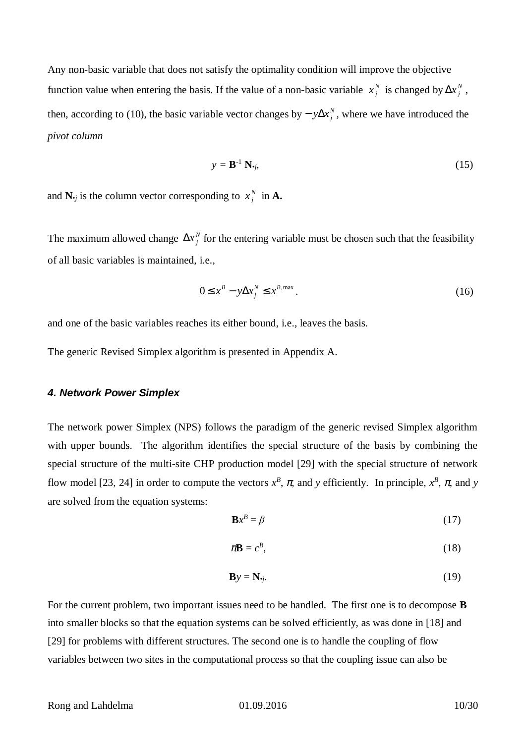Any non-basic variable that does not satisfy the optimality condition will improve the objective function value when entering the basis. If the value of a non-basic variable $x_j^N$ is changed by $\Delta x_j^N$, then, according to (10), the basic variable vector changes by $-y\Delta x_j^N$, where we have introduced the *pivot column*

$$y = \mathbf{B}^{-1}\,\mathbf{N}_{\bullet j}, \tag{15}$$

and $\mathbf{N}_{\bullet j}$ is the column vector corresponding to $x_j^N$ in **A.**

The maximum allowed change $\Delta x_j^N$ for the entering variable must be chosen such that the feasibility of all basic variables is maintained, i.e.,

$$0 \le x^B - y\Delta x_j^N \le x^{B,\max}. \tag{16}$$

and one of the basic variables reaches its either bound, i.e., leaves the basis.

The generic Revised Simplex algorithm is presented in Appendix A.

### *4. Network Power Simplex*

The network power Simplex (NPS) follows the paradigm of the generic revised Simplex algorithm with upper bounds. The algorithm identifies the special structure of the basis by combining the special structure of the multi-site CHP production model [29] with the special structure of network flow model [23, 24] in order to compute the vectors $x^B$, $\pi$, and $y$ efficiently. In principle, $x^B$, $\pi$, and $y$ are solved from the equation systems:

$$\mathbf{B}x^B = \beta \tag{17}$$

$$\pi\mathbf{B} = c^B, \tag{18}$$

$$\mathbf{B}y = \mathbf{N}_{\bullet j}. \tag{19}$$

For the current problem, two important issues need to be handled. The first one is to decompose **B** into smaller blocks so that the equation systems can be solved efficiently, as was done in [18] and [29] for problems with different structures. The second one is to handle the coupling of flow variables between two sites in the computational process so that the coupling issue can also be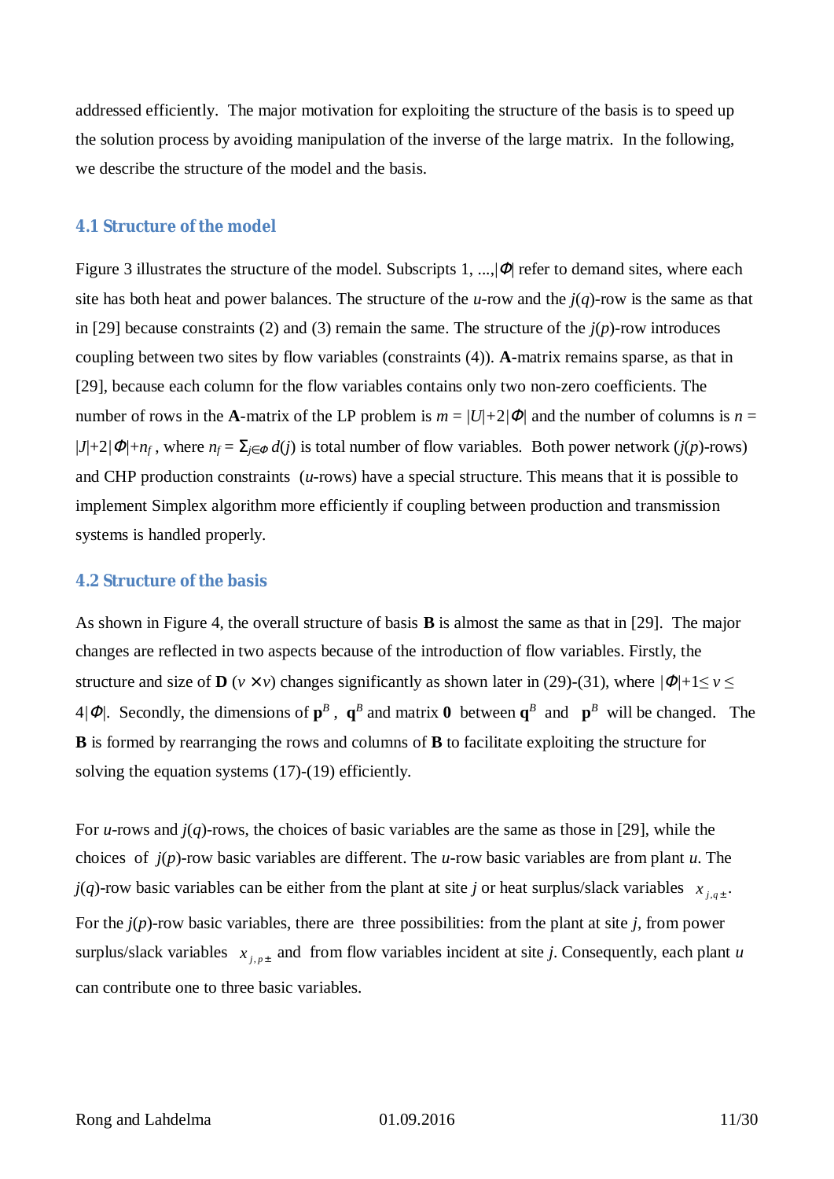addressed efficiently. The major motivation for exploiting the structure of the basis is to speed up the solution process by avoiding manipulation of the inverse of the large matrix. In the following, we describe the structure of the model and the basis.

## 4.1 Structure of the model

Figure 3 illustrates the structure of the model. Subscripts 1, ...,$|\Phi|$ refer to demand sites, where each site has both heat and power balances. The structure of the $u$-row and the $j(q)$-row is the same as that in [29] because constraints (2) and (3) remain the same. The structure of the $j(p)$-row introduces coupling between two sites by flow variables (constraints (4)). **A**-matrix remains sparse, as that in [29], because each column for the flow variables contains only two non-zero coefficients. The number of rows in the **A**-matrix of the LP problem is $m = |U|+2|\Phi|$ and the number of columns is $n = |J|+2|\Phi|+n_f$ , where $n_f = \Sigma_{j\in\Phi}\, d(j)$ is total number of flow variables. Both power network ($j(p)$-rows) and CHP production constraints ($u$-rows) have a special structure. This means that it is possible to implement Simplex algorithm more efficiently if coupling between production and transmission systems is handled properly.

## 4.2 Structure of the basis

As shown in Figure 4, the overall structure of basis **B** is almost the same as that in [29]. The major changes are reflected in two aspects because of the introduction of flow variables. Firstly, the structure and size of **D** ($v \times v$) changes significantly as shown later in (29)-(31), where $|\Phi|+1\leq v \leq 4|\Phi|$. Secondly, the dimensions of $\mathbf{p}^B$ , $\mathbf{q}^B$ and matrix **0** between $\mathbf{q}^B$ and $\mathbf{p}^B$ will be changed. The **B** is formed by rearranging the rows and columns of **B** to facilitate exploiting the structure for solving the equation systems (17)-(19) efficiently.

For $u$-rows and $j(q)$-rows, the choices of basic variables are the same as those in [29], while the choices of $j(p)$-row basic variables are different. The $u$-row basic variables are from plant $u$. The $j(q)$-row basic variables can be either from the plant at site $j$ or heat surplus/slack variables $x_{j,q\pm}$. For the $j(p)$-row basic variables, there are three possibilities: from the plant at site $j$, from power surplus/slack variables $x_{j,p\pm}$ and from flow variables incident at site $j$. Consequently, each plant $u$ can contribute one to three basic variables.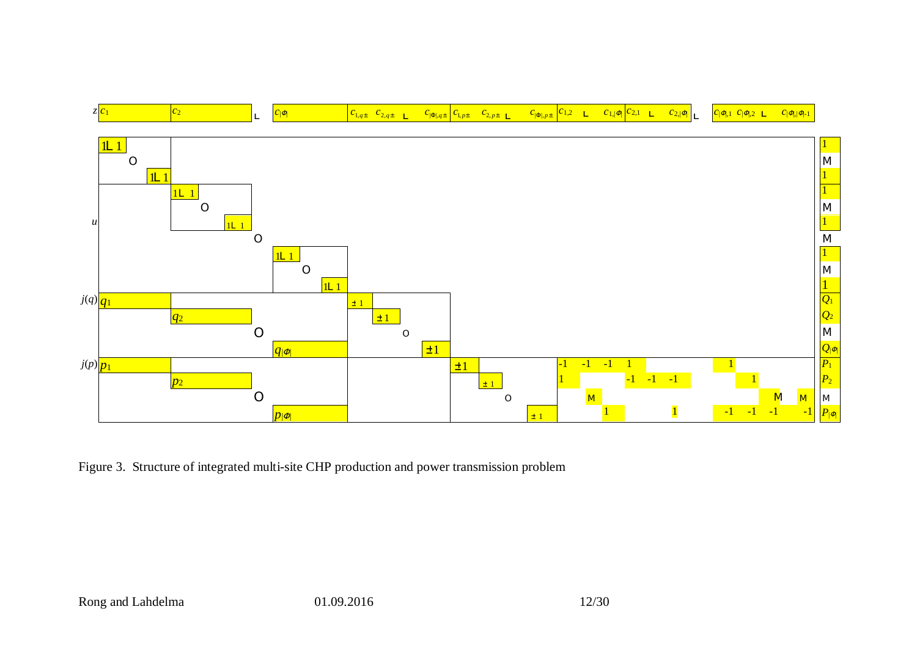Figure 3. Structure of integrated multi-site CHP production and power transmission problem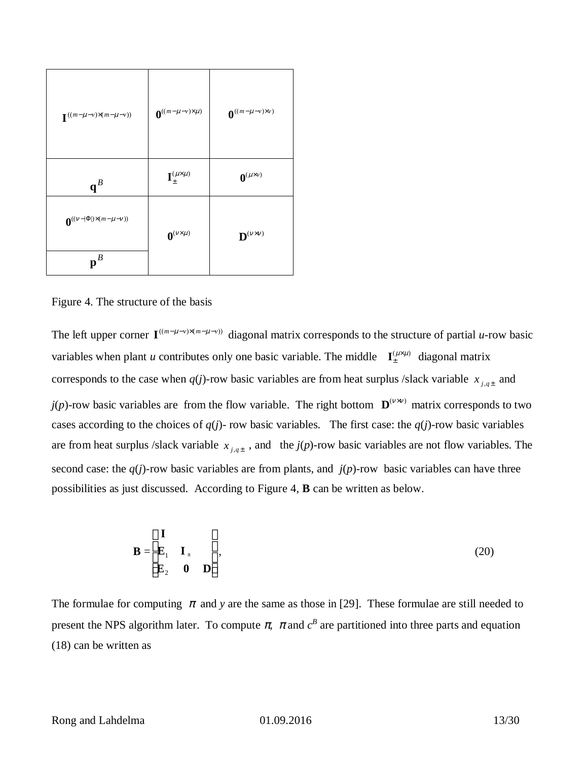| $\mathbf{I}^{((m-\mu-\nu)\times(m-\mu-\nu))}$ | $\mathbf{0}^{((m-\mu-\nu)\times\mu)}$ | $\mathbf{0}^{((m-\mu-\nu)\times\nu)}$ |
|---|---|---|
| $\mathbf{q}^{B}$ | $\mathbf{I}_{\pm}^{(\mu\times\mu)}$ | $\mathbf{0}^{(\mu\times\nu)}$ |
| $\mathbf{0}^{((\nu-\lvert\Phi\rvert)\times(m-\mu-\nu))}$ | $\mathbf{0}^{(\nu\times\mu)}$ | $\mathbf{D}^{(\nu\times\nu)}$ |
| $\mathbf{p}^{B}$ | | |

Figure 4. The structure of the basis

The left upper corner $\mathbf{I}^{((m-\mu-\nu)\times(m-\mu-\nu))}$ diagonal matrix corresponds to the structure of partial *u*-row basic variables when plant *u* contributes only one basic variable. The middle $\mathbf{I}_{\pm}^{(\mu\times\mu)}$ diagonal matrix corresponds to the case when *q*(*j*)-row basic variables are from heat surplus /slack variable $x_{j,q\pm}$ and *j*(*p*)-row basic variables are from the flow variable. The right bottom $\mathbf{D}^{(\nu\times\nu)}$ matrix corresponds to two cases according to the choices of *q*(*j*)- row basic variables. The first case: the *q*(*j*)-row basic variables are from heat surplus /slack variable $x_{j,q\pm}$, and the *j*(*p*)-row basic variables are not flow variables. The second case: the *q*(*j*)-row basic variables are from plants, and *j*(*p*)-row basic variables can have three possibilities as just discussed. According to Figure 4, **B** can be written as below.

$$\mathbf{B} = \begin{bmatrix} \mathbf{I} & & \\ \mathbf{E}_1 & \mathbf{I}_{\pm} & \\ \mathbf{E}_2 & \mathbf{0} & \mathbf{D} \end{bmatrix}, \tag{20}$$

The formulae for computing $\pi$ and *y* are the same as those in [29]. These formulae are still needed to present the NPS algorithm later. To compute $\pi$, $\pi$ and $c^B$ are partitioned into three parts and equation (18) can be written as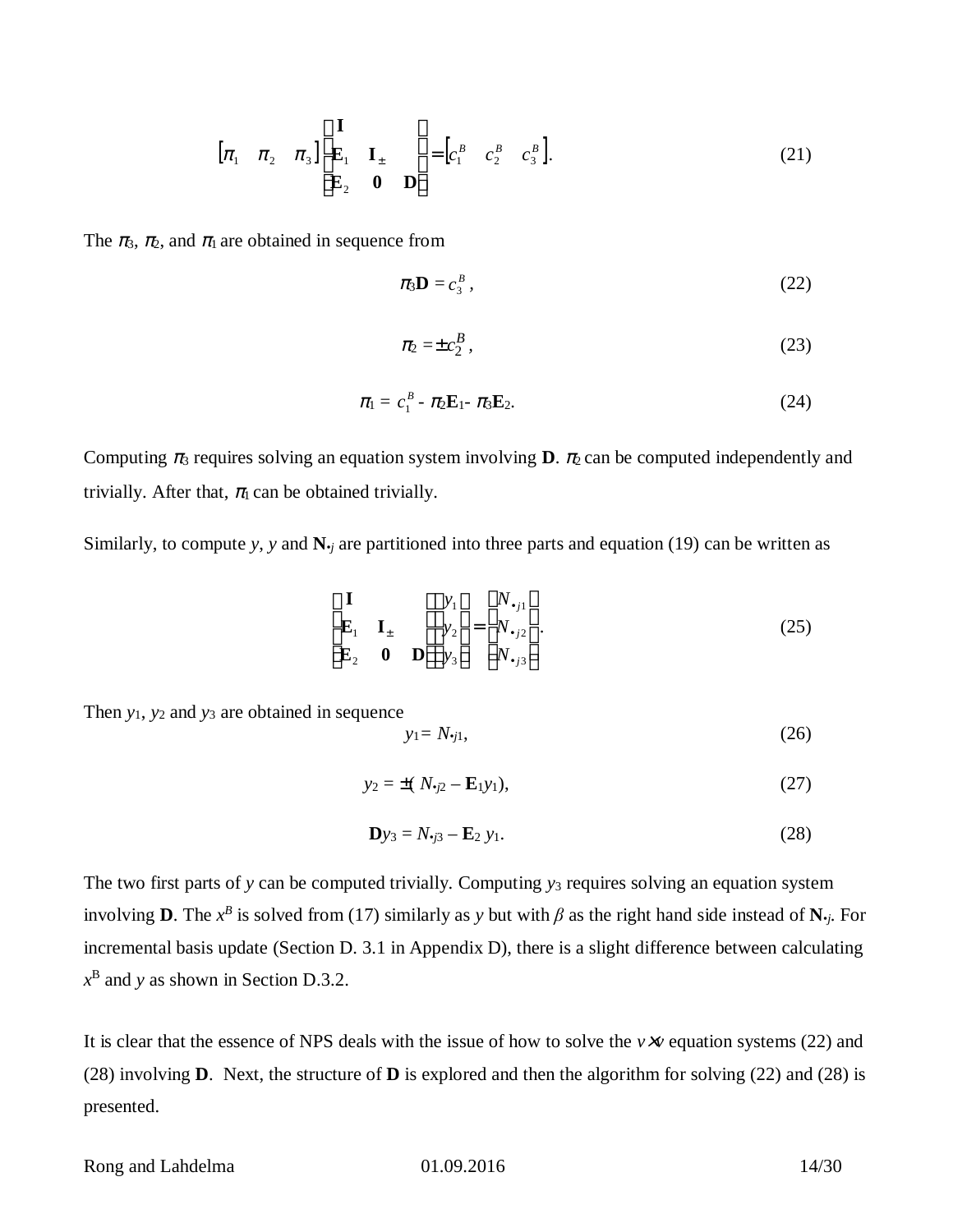$$[\pi_1 \quad \pi_2 \quad \pi_3]\begin{bmatrix} \mathbf{I} & & \\ \mathbf{E}_1 & \mathbf{I}_{\pm} & \\ \mathbf{E}_2 & \mathbf{0} & \mathbf{D} \end{bmatrix} = [c_1^B \quad c_2^B \quad c_3^B]. \tag{21}$$

The $\pi_3$, $\pi_2$, and $\pi_1$ are obtained in sequence from

$$\pi_3\mathbf{D} = c_3^B, \tag{22}$$

$$\pi_2 = \pm c_2^B, \tag{23}$$

$$\pi_1 = c_1^B - \pi_2\mathbf{E}_1 - \pi_3\mathbf{E}_2. \tag{24}$$

Computing $\pi_3$ requires solving an equation system involving **D**. $\pi_2$ can be computed independently and trivially. After that, $\pi_1$ can be obtained trivially.

Similarly, to compute $y$, $y$ and $\mathbf{N}_{\bullet j}$ are partitioned into three parts and equation (19) can be written as

$$\begin{bmatrix} \mathbf{I} & & \\ \mathbf{E}_1 & \mathbf{I}_{\pm} & \\ \mathbf{E}_2 & \mathbf{0} & \mathbf{D} \end{bmatrix}\begin{bmatrix} y_1 \\ y_2 \\ y_3 \end{bmatrix} = \begin{bmatrix} N_{\bullet j1} \\ N_{\bullet j2} \\ N_{\bullet j3} \end{bmatrix}. \tag{25}$$

Then $y_1$, $y_2$ and $y_3$ are obtained in sequence

$$y_1 = N_{\bullet j1}, \tag{26}$$

$$y_2 = \pm( N_{\bullet j2} - \mathbf{E}_1 y_1), \tag{27}$$

$$\mathbf{D}y_3 = N_{\bullet j3} - \mathbf{E}_2\, y_1. \tag{28}$$

The two first parts of $y$ can be computed trivially. Computing $y_3$ requires solving an equation system involving **D**. The $x^B$ is solved from (17) similarly as $y$ but with $\beta$ as the right hand side instead of $\mathbf{N}_{\bullet j}$. For incremental basis update (Section D. 3.1 in Appendix D), there is a slight difference between calculating $x^B$ and $y$ as shown in Section D.3.2.

It is clear that the essence of NPS deals with the issue of how to solve the $v \times v$ equation systems (22) and (28) involving **D**. Next, the structure of **D** is explored and then the algorithm for solving (22) and (28) is presented.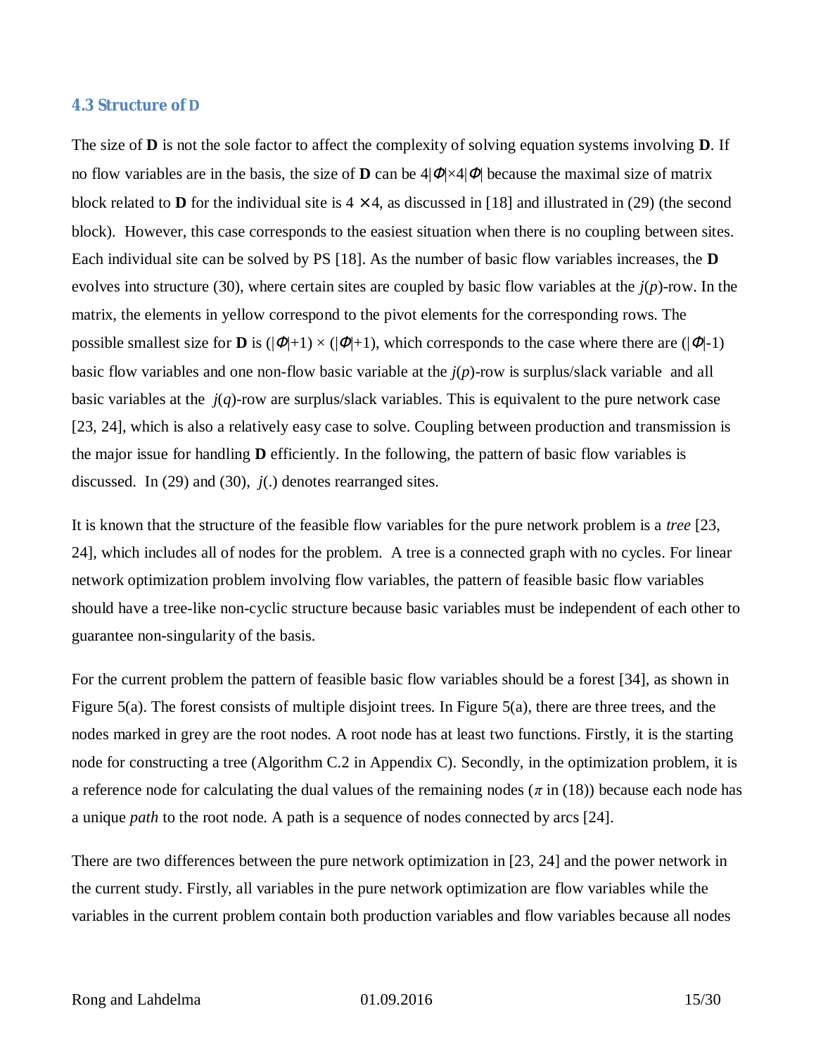### 4.3 Structure of D

The size of **D** is not the sole factor to affect the complexity of solving equation systems involving **D**. If no flow variables are in the basis, the size of **D** can be $4|\Phi|\times 4|\Phi|$ because the maximal size of matrix block related to **D** for the individual site is $4 \times 4$, as discussed in [18] and illustrated in (29) (the second block). However, this case corresponds to the easiest situation when there is no coupling between sites. Each individual site can be solved by PS [18]. As the number of basic flow variables increases, the **D** evolves into structure (30), where certain sites are coupled by basic flow variables at the $j(p)$-row. In the matrix, the elements in yellow correspond to the pivot elements for the corresponding rows. The possible smallest size for **D** is $(|\Phi|+1) \times (|\Phi|+1)$, which corresponds to the case where there are $(|\Phi|-1)$ basic flow variables and one non-flow basic variable at the $j(p)$-row is surplus/slack variable and all basic variables at the $j(q)$-row are surplus/slack variables. This is equivalent to the pure network case [23, 24], which is also a relatively easy case to solve. Coupling between production and transmission is the major issue for handling **D** efficiently. In the following, the pattern of basic flow variables is discussed. In (29) and (30), $j(.)$ denotes rearranged sites.

It is known that the structure of the feasible flow variables for the pure network problem is a *tree* [23, 24], which includes all of nodes for the problem. A tree is a connected graph with no cycles. For linear network optimization problem involving flow variables, the pattern of feasible basic flow variables should have a tree-like non-cyclic structure because basic variables must be independent of each other to guarantee non-singularity of the basis.

For the current problem the pattern of feasible basic flow variables should be a forest [34], as shown in Figure 5(a). The forest consists of multiple disjoint trees. In Figure 5(a), there are three trees, and the nodes marked in grey are the root nodes. A root node has at least two functions. Firstly, it is the starting node for constructing a tree (Algorithm C.2 in Appendix C). Secondly, in the optimization problem, it is a reference node for calculating the dual values of the remaining nodes ($\pi$ in (18)) because each node has a unique *path* to the root node. A path is a sequence of nodes connected by arcs [24].

There are two differences between the pure network optimization in [23, 24] and the power network in the current study. Firstly, all variables in the pure network optimization are flow variables while the variables in the current problem contain both production variables and flow variables because all nodes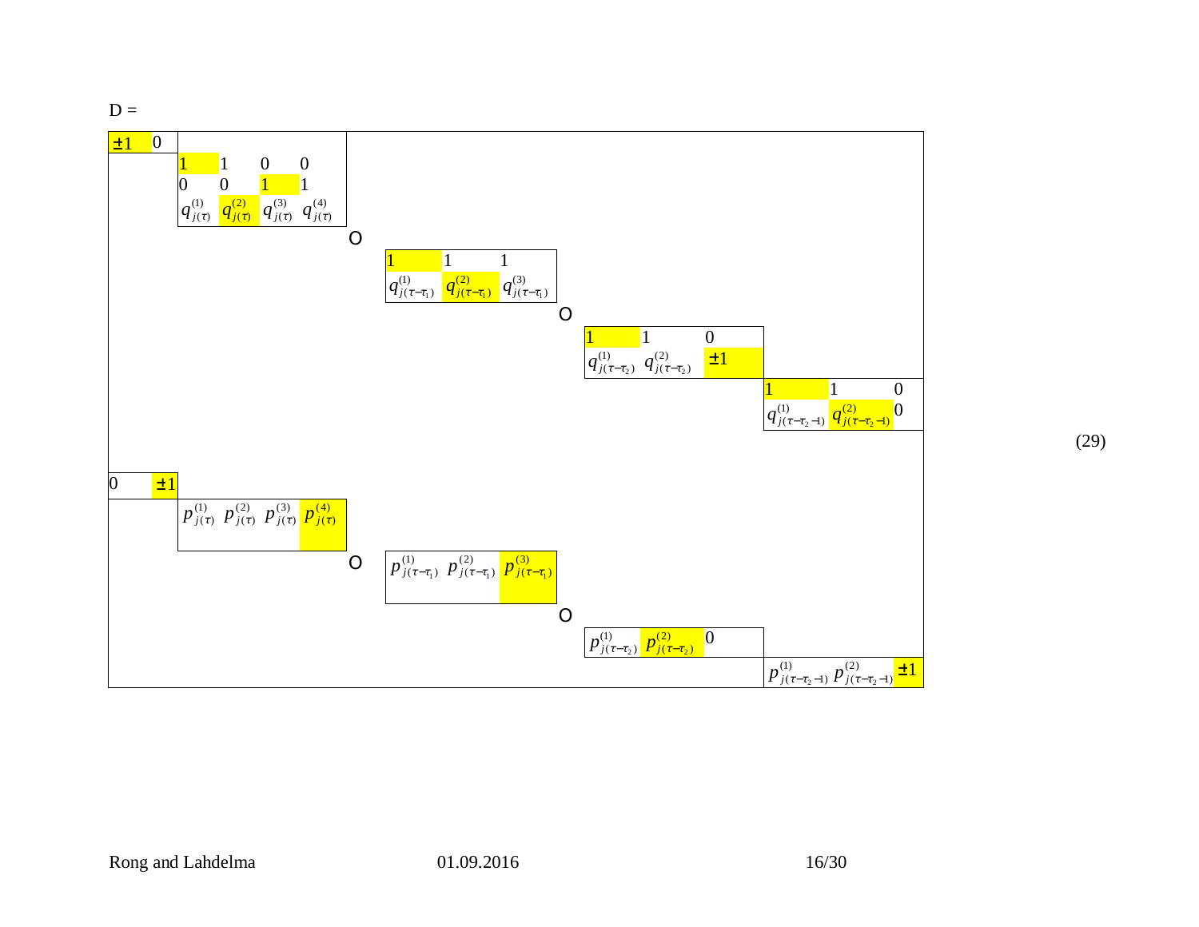$$
D = \left[\begin{array}{cc|cccc|ccc|ccc|ccc}
\pm 1 & 0 & & & & & & & & & & & & & \\
 & & 1 & 1 & 0 & 0 & & & & & & & & & \\
 & & 0 & 0 & 1 & 1 & & & & & & & & & \\
 & & q_{j(\tau)}^{(1)} & q_{j(\tau)}^{(2)} & q_{j(\tau)}^{(3)} & q_{j(\tau)}^{(4)} & & & & & & & & & \\
 & & & & & \mathrm{O} & 1 & 1 & 1 & & & & & & \\
 & & & & & & q_{j(\tau-\tau_1)}^{(1)} & q_{j(\tau-\tau_1)}^{(2)} & q_{j(\tau-\tau_1)}^{(3)} & & & & & & \\
 & & & & & & & & \mathrm{O} & 1 & 1 & 0 & & & \\
 & & & & & & & & & q_{j(\tau-\tau_2)}^{(1)} & q_{j(\tau-\tau_2)}^{(2)} & \pm 1 & & & \\
 & & & & & & & & & & & & 1 & 1 & 0 \\
 & & & & & & & & & & & & q_{j(\tau-\tau_2-1)}^{(1)} & q_{j(\tau-\tau_2-1)}^{(2)} & 0 \\
0 & \pm 1 & & & & & & & & & & & & & \\
 & & p_{j(\tau)}^{(1)} & p_{j(\tau)}^{(2)} & p_{j(\tau)}^{(3)} & p_{j(\tau)}^{(4)} & & & & & & & & & \\
 & & & & & \mathrm{O} & p_{j(\tau-\tau_1)}^{(1)} & p_{j(\tau-\tau_1)}^{(2)} & p_{j(\tau-\tau_1)}^{(3)} & & & & & & \\
 & & & & & & & & \mathrm{O} & p_{j(\tau-\tau_2)}^{(1)} & p_{j(\tau-\tau_2)}^{(2)} & 0 & & & \\
 & & & & & & & & & & & & p_{j(\tau-\tau_2-1)}^{(1)} & p_{j(\tau-\tau_2-1)}^{(2)} & \pm 1
\end{array}\right] \tag{29}
$$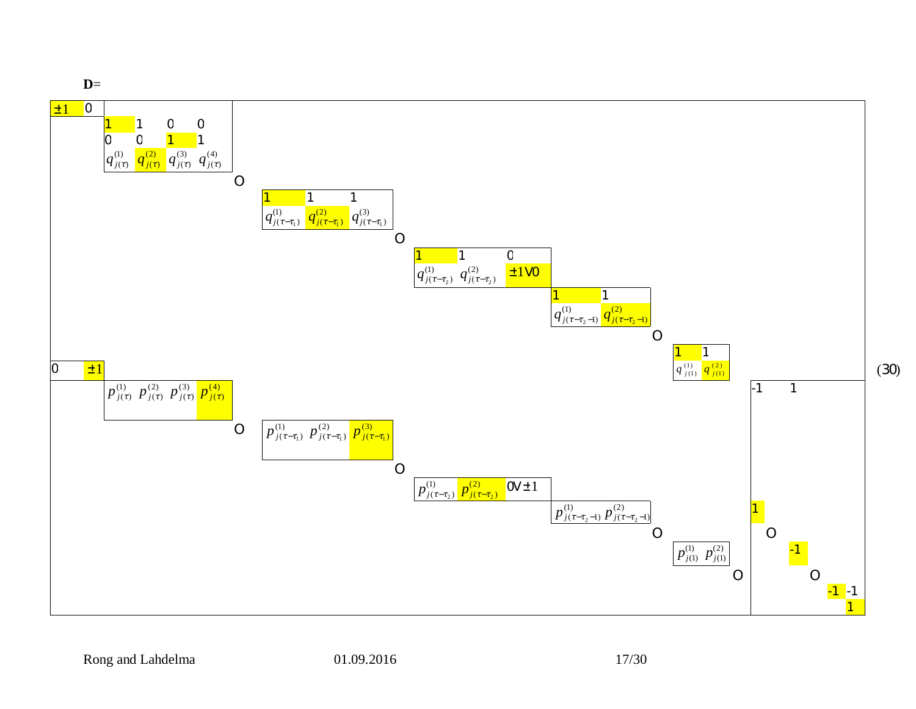**D**=

$$
\mathbf{D}=\left[\begin{array}{cc|cccc|ccc|ccc|cc|cc|cccc}
\pm 1 & 0 & & & & & & & & & & & & & & & & & & \\
& & 1 & 1 & 0 & 0 & & & & & & & & & & & & & & \\
& & 0 & 0 & 1 & 1 & & & & & & & & & & & & & & \\
& & q_{j(\tau)}^{(1)} & q_{j(\tau)}^{(2)} & q_{j(\tau)}^{(3)} & q_{j(\tau)}^{(4)} & & & & & & & & & & & & & & \\
& & & & & & \text{O} & & & & & & & & & & & & & \\
& & & & & & 1 & 1 & 1 & & & & & & & & & & & \\
& & & & & & q_{j(\tau-\tau_1)}^{(1)} & q_{j(\tau-\tau_1)}^{(2)} & q_{j(\tau-\tau_1)}^{(3)} & & & & & & & & & & & \\
& & & & & & & & & \text{O} & & & & & & & & & & \\
& & & & & & & & & 1 & 1 & 0 & & & & & & & & \\
& & & & & & & & & q_{j(\tau-\tau_2)}^{(1)} & q_{j(\tau-\tau_2)}^{(2)} & \pm 1 \vee 0 & & & & & & & & \\
& & & & & & & & & & & & 1 & 1 & & & & & & \\
& & & & & & & & & & & & q_{j(\tau-\tau_2-1)}^{(1)} & q_{j(\tau-\tau_2-1)}^{(2)} & & & & & & \\
& & & & & & & & & & & & & & \text{O} & & & & & \\
& & & & & & & & & & & & & & 1 & 1 & & & & \\
0 & \pm 1 & & & & & & & & & & & & & q_{j(1)}^{(1)} & q_{j(1)}^{(2)} & & & & \\
& & p_{j(\tau)}^{(1)} & p_{j(\tau)}^{(2)} & p_{j(\tau)}^{(3)} & p_{j(\tau)}^{(4)} & & & & & & & & & & & -1 & 1 & & \\
& & & & & & \text{O} & & & & & & & & & & & & & \\
& & & & & & p_{j(\tau-\tau_1)}^{(1)} & p_{j(\tau-\tau_1)}^{(2)} & p_{j(\tau-\tau_1)}^{(3)} & & & & & & & & & & & \\
& & & & & & & & & \text{O} & & & & & & & & & & \\
& & & & & & & & & p_{j(\tau-\tau_2)}^{(1)} & p_{j(\tau-\tau_2)}^{(2)} & 0 \vee \pm 1 & & & & & & & & \\
& & & & & & & & & & & & p_{j(\tau-\tau_2-1)}^{(1)} & p_{j(\tau-\tau_2-1)}^{(2)} & & & 1 & & & \\
& & & & & & & & & & & & & & \text{O} & & & \text{O} & & \\
& & & & & & & & & & & & & & p_{j(1)}^{(1)} & p_{j(1)}^{(2)} & & -1 & & \\
& & & & & & & & & & & & & & & & \text{O} & & \text{O} & \\
& & & & & & & & & & & & & & & & & & -1 & -1 \\
& & & & & & & & & & & & & & & & & & & 1
\end{array}\right] \tag{30}
$$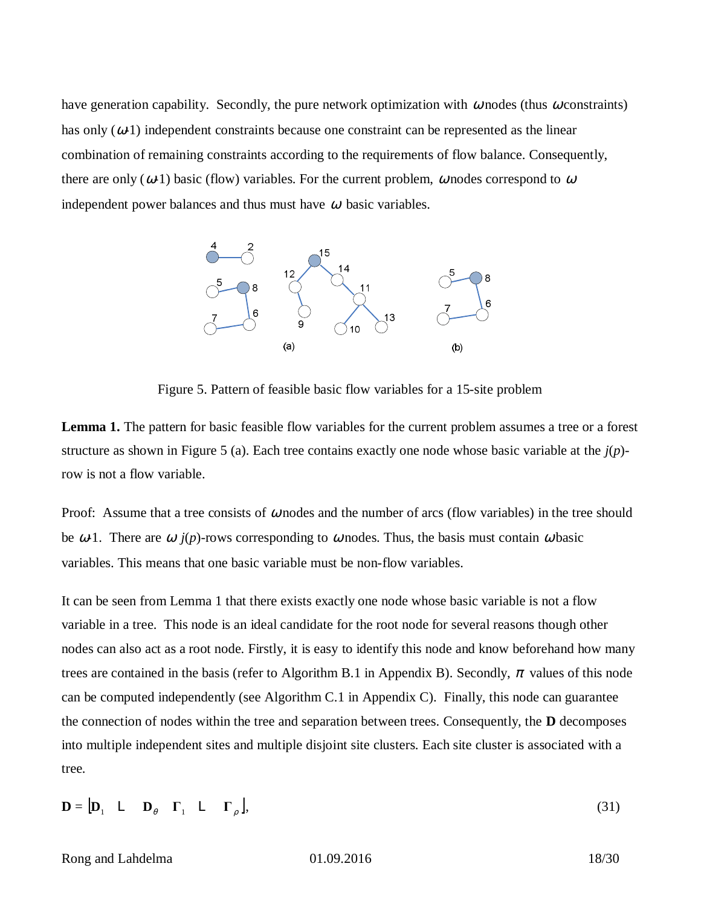have generation capability. Secondly, the pure network optimization with $\omega$ nodes (thus $\omega$ constraints) has only ($\omega$-1) independent constraints because one constraint can be represented as the linear combination of remaining constraints according to the requirements of flow balance. Consequently, there are only ($\omega$-1) basic (flow) variables. For the current problem, $\omega$ nodes correspond to $\omega$ independent power balances and thus must have $\omega$ basic variables.

Figure 5. Pattern of feasible basic flow variables for a 15-site problem

**Lemma 1.** The pattern for basic feasible flow variables for the current problem assumes a tree or a forest structure as shown in Figure 5 (a). Each tree contains exactly one node whose basic variable at the $j(p)$-row is not a flow variable.

Proof: Assume that a tree consists of $\omega$ nodes and the number of arcs (flow variables) in the tree should be $\omega$-1. There are $\omega$ $j(p)$-rows corresponding to $\omega$ nodes. Thus, the basis must contain $\omega$ basic variables. This means that one basic variable must be non-flow variables.

It can be seen from Lemma 1 that there exists exactly one node whose basic variable is not a flow variable in a tree. This node is an ideal candidate for the root node for several reasons though other nodes can also act as a root node. Firstly, it is easy to identify this node and know beforehand how many trees are contained in the basis (refer to Algorithm B.1 in Appendix B). Secondly, $\pi$ values of this node can be computed independently (see Algorithm C.1 in Appendix C). Finally, this node can guarantee the connection of nodes within the tree and separation between trees. Consequently, the **D** decomposes into multiple independent sites and multiple disjoint site clusters. Each site cluster is associated with a tree.

$$\mathbf{D} = \begin{bmatrix} \mathbf{D}_1 & \cdots & \mathbf{D}_\theta & \mathbf{\Gamma}_1 & \cdots & \mathbf{\Gamma}_\rho \end{bmatrix}, \tag{31}$$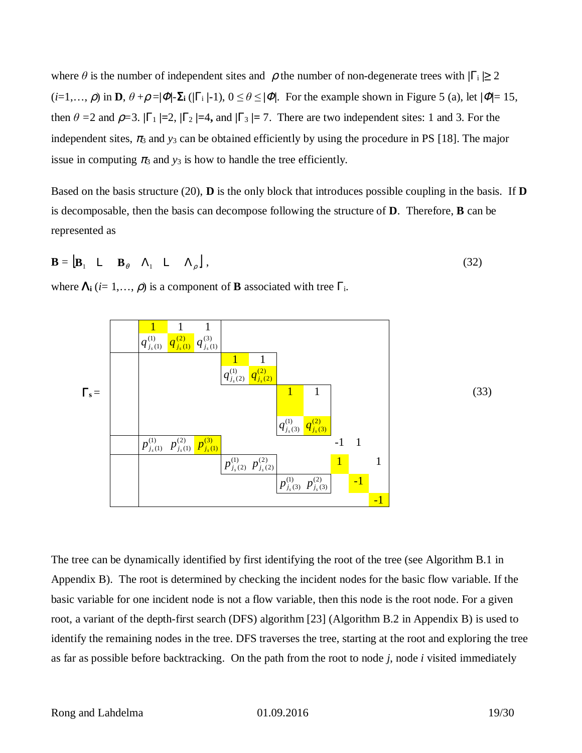where $\theta$ is the number of independent sites and $\rho$ the number of non-degenerate trees with $|\Gamma_i| \geq 2$ ($i$=1,…, $\rho$) in **D**, $\theta + \rho = |\Phi| - \Sigma_i (|\Gamma_i| - 1)$, $0 \leq \theta \leq |\Phi|$. For the example shown in Figure 5 (a), let $|\Phi|$= 15, then $\theta$ =2 and $\rho$=3. $|\Gamma_1|$=2, $|\Gamma_2|$=4, and $|\Gamma_3|$= 7. There are two independent sites: 1 and 3. For the independent sites, $\pi_3$ and $y_3$ can be obtained efficiently by using the procedure in PS [18]. The major issue in computing $\pi_3$ and $y_3$ is how to handle the tree efficiently.

Based on the basis structure (20), **D** is the only block that introduces possible coupling in the basis. If **D** is decomposable, then the basis can decompose following the structure of **D**. Therefore, **B** can be represented as

$$\mathbf{B} = \left\lfloor \mathbf{B}_1 \quad \cdots \quad \mathbf{B}_\theta \quad \Lambda_1 \quad \cdots \quad \Lambda_\rho \right\rfloor , \tag{32}$$

where $\Lambda_i$ ($i$= 1,…, $\rho$) is a component of **B** associated with tree $\Gamma_i$.

$$\Gamma_s = \left[\begin{array}{c|ccc|cc|cc|ccc}
 & 1 & 1 & 1 & & & & & & & \\
 & q^{(1)}_{j_s(1)} & q^{(2)}_{j_s(1)} & q^{(3)}_{j_s(1)} & & & & & & & \\
\hline
 & & & & 1 & 1 & & & & & \\
 & & & & q^{(1)}_{j_s(2)} & q^{(2)}_{j_s(2)} & & & & & \\
 & & & & & & 1 & 1 & & & \\
 & & & & & & q^{(1)}_{j_s(3)} & q^{(2)}_{j_s(3)} & & & \\
\hline
 & p^{(1)}_{j_s(1)} & p^{(2)}_{j_s(1)} & p^{(3)}_{j_s(1)} & & & & & -1 & 1 & \\
\hline
 & & & & p^{(1)}_{j_s(2)} & p^{(2)}_{j_s(2)} & & & 1 & & 1 \\
 & & & & & & p^{(1)}_{j_s(3)} & p^{(2)}_{j_s(3)} & & -1 & \\
 & & & & & & & & & & -1
\end{array}\right] \tag{33}$$

The tree can be dynamically identified by first identifying the root of the tree (see Algorithm B.1 in Appendix B). The root is determined by checking the incident nodes for the basic flow variable. If the basic variable for one incident node is not a flow variable, then this node is the root node. For a given root, a variant of the depth-first search (DFS) algorithm [23] (Algorithm B.2 in Appendix B) is used to identify the remaining nodes in the tree. DFS traverses the tree, starting at the root and exploring the tree as far as possible before backtracking. On the path from the root to node $j$, node $i$ visited immediately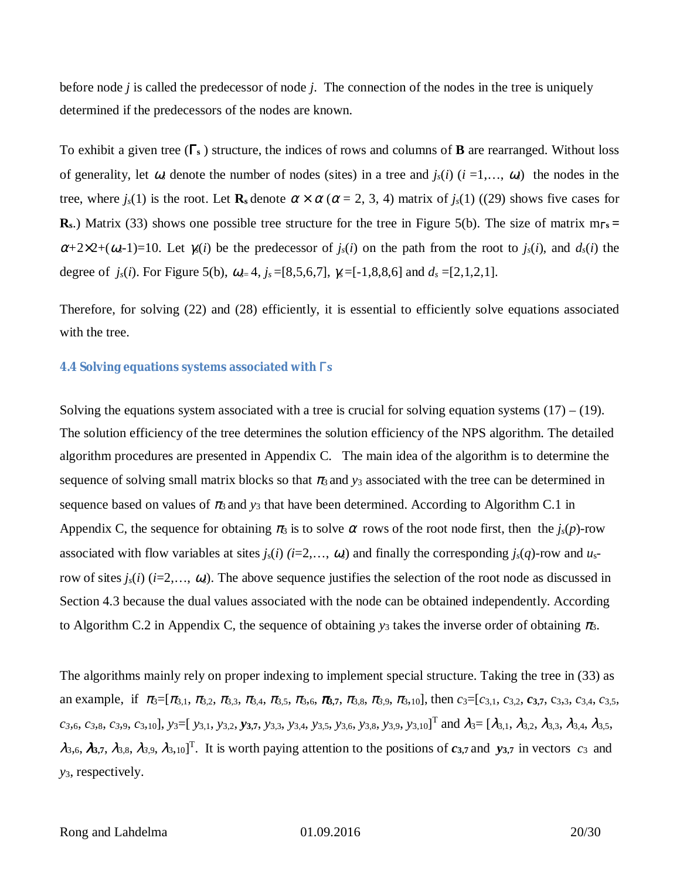before node $j$ is called the predecessor of node $j$. The connection of the nodes in the tree is uniquely determined if the predecessors of the nodes are known.

To exhibit a given tree ($\mathbf{\Gamma_s}$) structure, the indices of rows and columns of **B** are rearranged. Without loss of generality, let $\omega_s$ denote the number of nodes (sites) in a tree and $j_s(i)$ ($i$ =1,…, $\omega_s$) the nodes in the tree, where $j_s(1)$ is the root. Let $\mathbf{R_s}$ denote $\alpha \times \alpha$ ($\alpha$ = 2, 3, 4) matrix of $j_s(1)$ ((29) shows five cases for $\mathbf{R_s}$.) Matrix (33) shows one possible tree structure for the tree in Figure 5(b). The size of matrix $m_{\Gamma s}$ = $\alpha$+2×2+($\omega_s$-1)=10. Let $\gamma_s(i)$ be the predecessor of $j_s(i)$ on the path from the root to $j_s(i)$, and $d_s(i)$ the degree of $j_s(i)$. For Figure 5(b), $\omega_s$= 4, $j_s$ =[8,5,6,7], $\gamma_s$ =[-1,8,8,6] and $d_s$ =[2,1,2,1].

Therefore, for solving (22) and (28) efficiently, it is essential to efficiently solve equations associated with the tree.

### 4.4 Solving equations systems associated with $\Gamma s$

Solving the equations system associated with a tree is crucial for solving equation systems (17) – (19). The solution efficiency of the tree determines the solution efficiency of the NPS algorithm. The detailed algorithm procedures are presented in Appendix C. The main idea of the algorithm is to determine the sequence of solving small matrix blocks so that $\pi_3$ and $y_3$ associated with the tree can be determined in sequence based on values of $\pi_3$ and $y_3$ that have been determined. According to Algorithm C.1 in Appendix C, the sequence for obtaining $\pi_3$ is to solve $\alpha$ rows of the root node first, then the $j_s(p)$-row associated with flow variables at sites $j_s(i)$ ($i$=2,…, $\omega_s$) and finally the corresponding $j_s(q)$-row and $u_s$-row of sites $j_s(i)$ ($i$=2,…, $\omega_s$). The above sequence justifies the selection of the root node as discussed in Section 4.3 because the dual values associated with the node can be obtained independently. According to Algorithm C.2 in Appendix C, the sequence of obtaining $y_3$ takes the inverse order of obtaining $\pi_3$.

The algorithms mainly rely on proper indexing to implement special structure. Taking the tree in (33) as an example, if $\pi_3$=[$\pi_{3,1}$, $\pi_{3,2}$, $\pi_{3,3}$, $\pi_{3,4}$, $\pi_{3,5}$, $\pi_{3,6}$, $\boldsymbol{\pi_{3,7}}$, $\pi_{3,8}$, $\pi_{3,9}$, $\pi_{3,10}$], then $c_3$=[$c_{3,1}$, $c_{3,2}$, $\boldsymbol{c_{3,7}}$, $c_{3,3}$, $c_{3,4}$, $c_{3,5}$, $c_{3,6}$, $c_{3,8}$, $c_{3,9}$, $c_{3,10}$], $y_3$=[ $y_{3,1}$, $y_{3,2}$, $\boldsymbol{y_{3,7}}$, $y_{3,3}$, $y_{3,4}$, $y_{3,5}$, $y_{3,6}$, $y_{3,8}$, $y_{3,9}$, $y_{3,10}$]$^T$ and $\lambda_3$= [$\lambda_{3,1}$, $\lambda_{3,2}$, $\lambda_{3,3}$, $\lambda_{3,4}$, $\lambda_{3,5}$, $\lambda_{3,6}$, $\boldsymbol{\lambda_{3,7}}$, $\lambda_{3,8}$, $\lambda_{3,9}$, $\lambda_{3,10}$]$^T$. It is worth paying attention to the positions of $\boldsymbol{c_{3,7}}$ and $\boldsymbol{y_{3,7}}$ in vectors $c_3$ and $y_3$, respectively.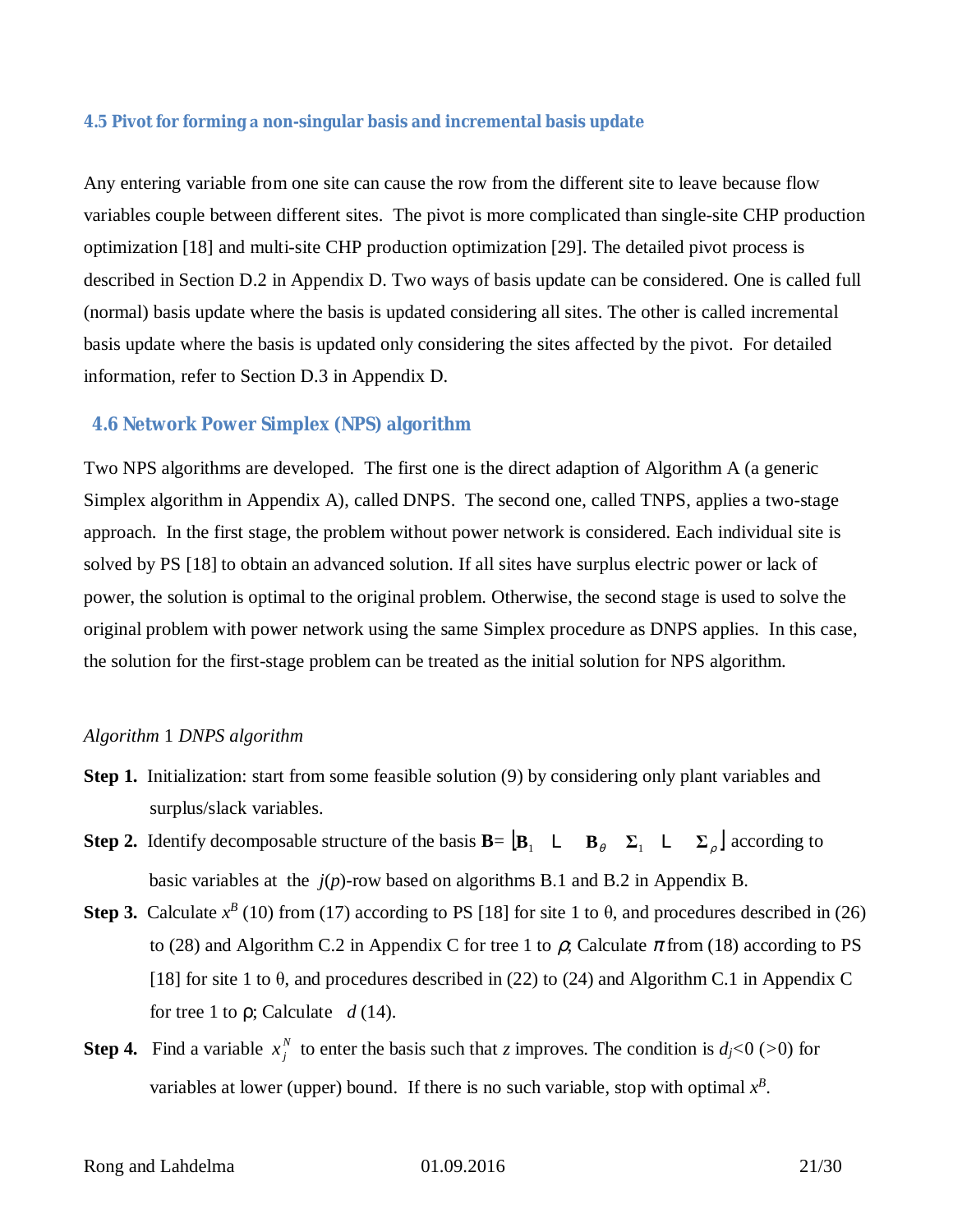### 4.5 Pivot for forming a non-singular basis and incremental basis update

Any entering variable from one site can cause the row from the different site to leave because flow variables couple between different sites. The pivot is more complicated than single-site CHP production optimization [18] and multi-site CHP production optimization [29]. The detailed pivot process is described in Section D.2 in Appendix D. Two ways of basis update can be considered. One is called full (normal) basis update where the basis is updated considering all sites. The other is called incremental basis update where the basis is updated only considering the sites affected by the pivot. For detailed information, refer to Section D.3 in Appendix D.

### 4.6 Network Power Simplex (NPS) algorithm

Two NPS algorithms are developed. The first one is the direct adaption of Algorithm A (a generic Simplex algorithm in Appendix A), called DNPS. The second one, called TNPS, applies a two-stage approach. In the first stage, the problem without power network is considered. Each individual site is solved by PS [18] to obtain an advanced solution. If all sites have surplus electric power or lack of power, the solution is optimal to the original problem. Otherwise, the second stage is used to solve the original problem with power network using the same Simplex procedure as DNPS applies. In this case, the solution for the first-stage problem can be treated as the initial solution for NPS algorithm.

*Algorithm* 1 *DNPS algorithm*

**Step 1.** Initialization: start from some feasible solution (9) by considering only plant variables and surplus/slack variables.

**Step 2.** Identify decomposable structure of the basis $\mathbf{B} = \lfloor \mathbf{B}_1 \quad \cdots \quad \mathbf{B}_\theta \quad \mathbf{\Sigma}_1 \quad \cdots \quad \mathbf{\Sigma}_\rho \rfloor$ according to basic variables at the $j(p)$-row based on algorithms B.1 and B.2 in Appendix B.

**Step 3.** Calculate $x^B$ (10) from (17) according to PS [18] for site 1 to θ, and procedures described in (26) to (28) and Algorithm C.2 in Appendix C for tree 1 to $\rho$; Calculate $\pi$ from (18) according to PS [18] for site 1 to θ, and procedures described in (22) to (24) and Algorithm C.1 in Appendix C for tree 1 to ρ; Calculate $d$ (14).

**Step 4.** Find a variable $x_j^N$ to enter the basis such that $z$ improves. The condition is $d_j<0$ ($>0$) for variables at lower (upper) bound. If there is no such variable, stop with optimal $x^B$.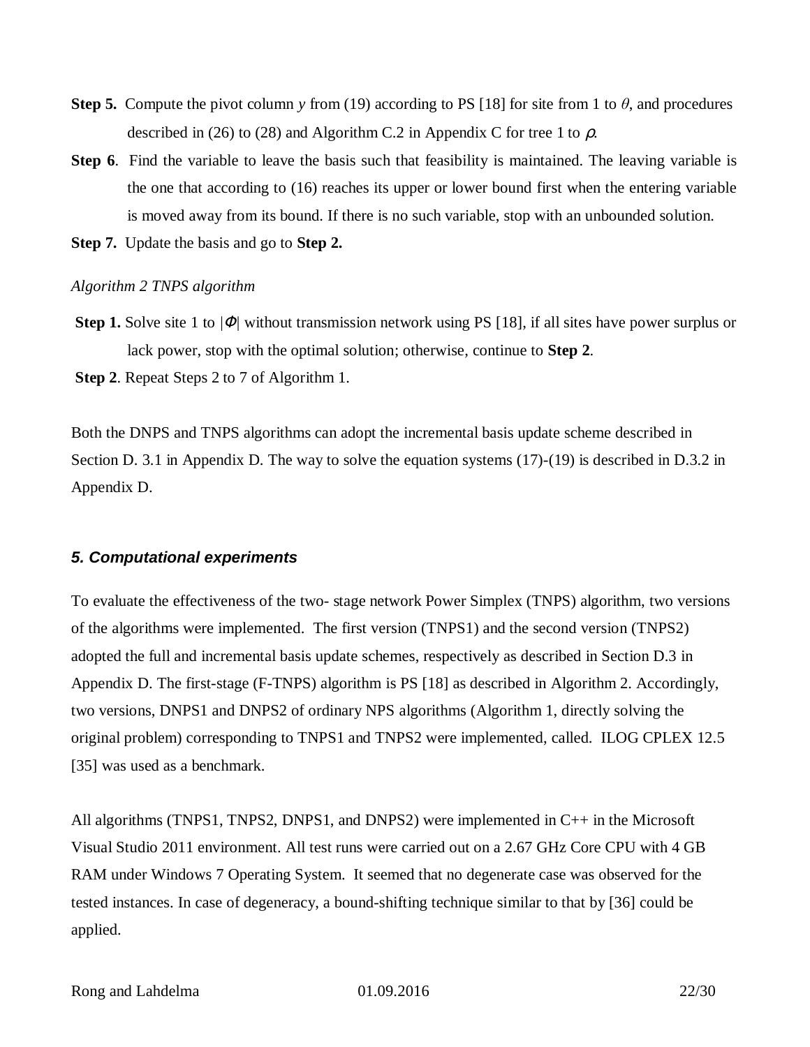**Step 5.** Compute the pivot column $y$ from (19) according to PS [18] for site from 1 to $\theta$, and procedures described in (26) to (28) and Algorithm C.2 in Appendix C for tree 1 to $\rho$.

**Step 6**. Find the variable to leave the basis such that feasibility is maintained. The leaving variable is the one that according to (16) reaches its upper or lower bound first when the entering variable is moved away from its bound. If there is no such variable, stop with an unbounded solution.

**Step 7.** Update the basis and go to **Step 2.**

*Algorithm 2 TNPS algorithm*

**Step 1.** Solve site 1 to $|\Phi|$ without transmission network using PS [18], if all sites have power surplus or lack power, stop with the optimal solution; otherwise, continue to **Step 2**.

**Step 2**. Repeat Steps 2 to 7 of Algorithm 1.

Both the DNPS and TNPS algorithms can adopt the incremental basis update scheme described in Section D. 3.1 in Appendix D. The way to solve the equation systems (17)-(19) is described in D.3.2 in Appendix D.

## *5. Computational experiments*

To evaluate the effectiveness of the two- stage network Power Simplex (TNPS) algorithm, two versions of the algorithms were implemented. The first version (TNPS1) and the second version (TNPS2) adopted the full and incremental basis update schemes, respectively as described in Section D.3 in Appendix D. The first-stage (F-TNPS) algorithm is PS [18] as described in Algorithm 2. Accordingly, two versions, DNPS1 and DNPS2 of ordinary NPS algorithms (Algorithm 1, directly solving the original problem) corresponding to TNPS1 and TNPS2 were implemented, called. ILOG CPLEX 12.5 [35] was used as a benchmark.

All algorithms (TNPS1, TNPS2, DNPS1, and DNPS2) were implemented in C++ in the Microsoft Visual Studio 2011 environment. All test runs were carried out on a 2.67 GHz Core CPU with 4 GB RAM under Windows 7 Operating System. It seemed that no degenerate case was observed for the tested instances. In case of degeneracy, a bound-shifting technique similar to that by [36] could be applied.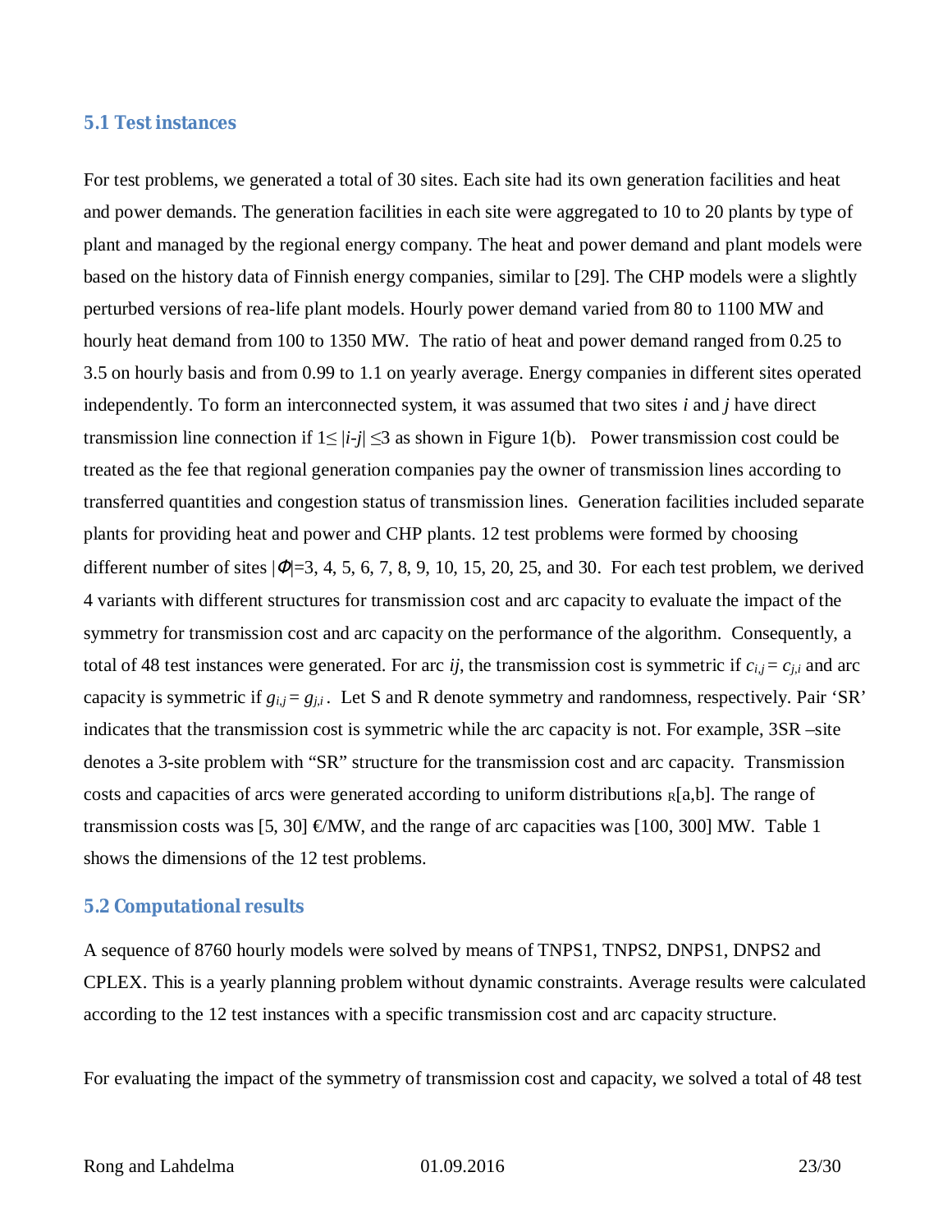### 5.1 Test instances

For test problems, we generated a total of 30 sites. Each site had its own generation facilities and heat and power demands. The generation facilities in each site were aggregated to 10 to 20 plants by type of plant and managed by the regional energy company. The heat and power demand and plant models were based on the history data of Finnish energy companies, similar to [29]. The CHP models were a slightly perturbed versions of rea-life plant models. Hourly power demand varied from 80 to 1100 MW and hourly heat demand from 100 to 1350 MW. The ratio of heat and power demand ranged from 0.25 to 3.5 on hourly basis and from 0.99 to 1.1 on yearly average. Energy companies in different sites operated independently. To form an interconnected system, it was assumed that two sites $i$ and $j$ have direct transmission line connection if $1 \leq |i\text{-}j| \leq 3$ as shown in Figure 1(b). Power transmission cost could be treated as the fee that regional generation companies pay the owner of transmission lines according to transferred quantities and congestion status of transmission lines. Generation facilities included separate plants for providing heat and power and CHP plants. 12 test problems were formed by choosing different number of sites $|\Phi|$=3, 4, 5, 6, 7, 8, 9, 10, 15, 20, 25, and 30. For each test problem, we derived 4 variants with different structures for transmission cost and arc capacity to evaluate the impact of the symmetry for transmission cost and arc capacity on the performance of the algorithm. Consequently, a total of 48 test instances were generated. For arc $ij$, the transmission cost is symmetric if $c_{i,j} = c_{j,i}$ and arc capacity is symmetric if $g_{i,j} = g_{j,i}$. Let S and R denote symmetry and randomness, respectively. Pair 'SR' indicates that the transmission cost is symmetric while the arc capacity is not. For example, 3SR –site denotes a 3-site problem with "SR" structure for the transmission cost and arc capacity. Transmission costs and capacities of arcs were generated according to uniform distributions $_R[a,b]$. The range of transmission costs was [5, 30] €/MW, and the range of arc capacities was [100, 300] MW. Table 1 shows the dimensions of the 12 test problems.

### 5.2 Computational results

A sequence of 8760 hourly models were solved by means of TNPS1, TNPS2, DNPS1, DNPS2 and CPLEX. This is a yearly planning problem without dynamic constraints. Average results were calculated according to the 12 test instances with a specific transmission cost and arc capacity structure.

For evaluating the impact of the symmetry of transmission cost and capacity, we solved a total of 48 test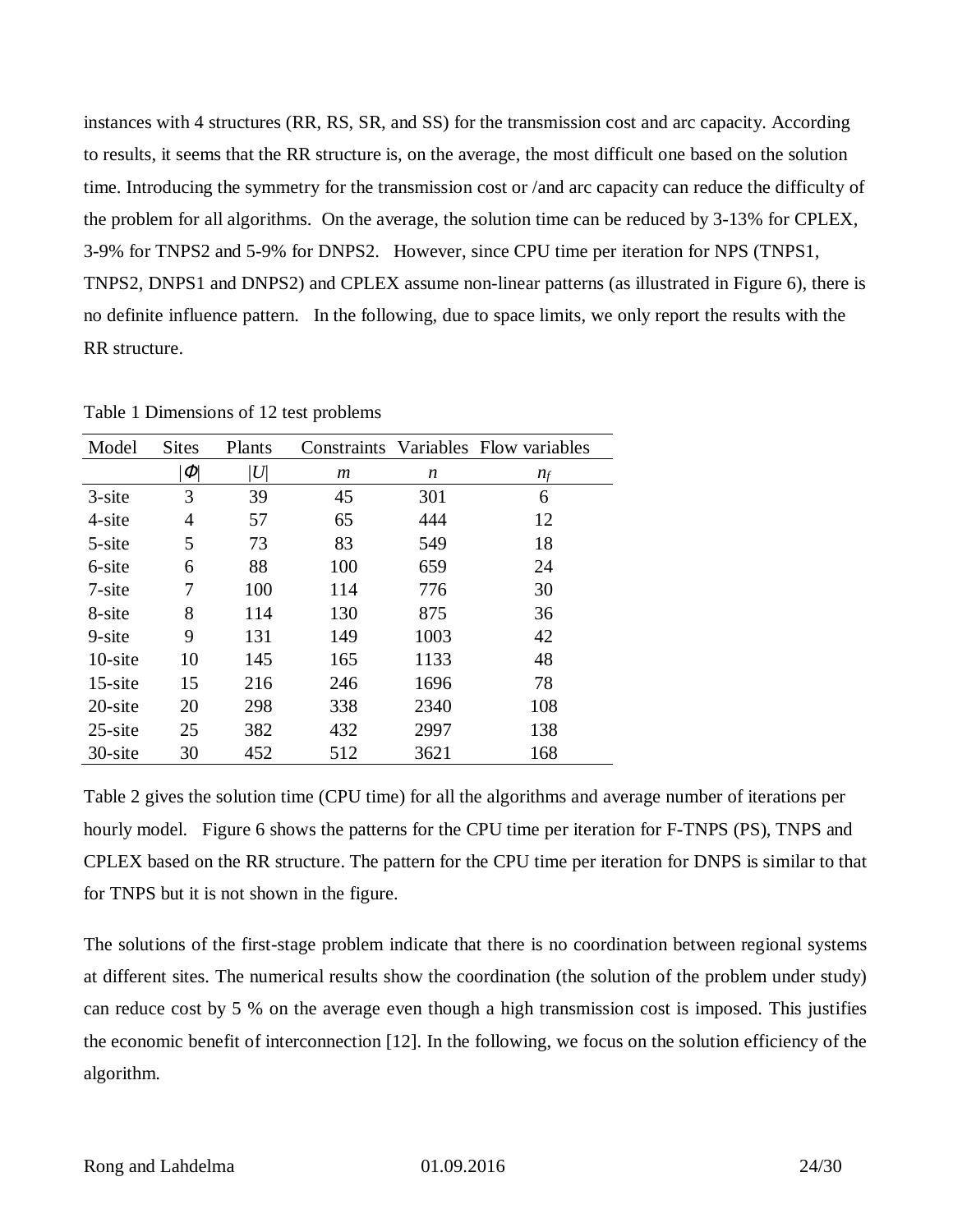instances with 4 structures (RR, RS, SR, and SS) for the transmission cost and arc capacity. According to results, it seems that the RR structure is, on the average, the most difficult one based on the solution time. Introducing the symmetry for the transmission cost or /and arc capacity can reduce the difficulty of the problem for all algorithms. On the average, the solution time can be reduced by 3-13% for CPLEX, 3-9% for TNPS2 and 5-9% for DNPS2. However, since CPU time per iteration for NPS (TNPS1, TNPS2, DNPS1 and DNPS2) and CPLEX assume non-linear patterns (as illustrated in Figure 6), there is no definite influence pattern. In the following, due to space limits, we only report the results with the RR structure.

Table 1 Dimensions of 12 test problems

| Model | Sites | Plants | Constraints | Variables | Flow variables |
|---|---|---|---|---|---|
| | $\|\Phi\|$ | $\|U\|$ | $m$ | $n$ | $n_f$ |
| 3-site | 3 | 39 | 45 | 301 | 6 |
| 4-site | 4 | 57 | 65 | 444 | 12 |
| 5-site | 5 | 73 | 83 | 549 | 18 |
| 6-site | 6 | 88 | 100 | 659 | 24 |
| 7-site | 7 | 100 | 114 | 776 | 30 |
| 8-site | 8 | 114 | 130 | 875 | 36 |
| 9-site | 9 | 131 | 149 | 1003 | 42 |
| 10-site | 10 | 145 | 165 | 1133 | 48 |
| 15-site | 15 | 216 | 246 | 1696 | 78 |
| 20-site | 20 | 298 | 338 | 2340 | 108 |
| 25-site | 25 | 382 | 432 | 2997 | 138 |
| 30-site | 30 | 452 | 512 | 3621 | 168 |

Table 2 gives the solution time (CPU time) for all the algorithms and average number of iterations per hourly model. Figure 6 shows the patterns for the CPU time per iteration for F-TNPS (PS), TNPS and CPLEX based on the RR structure. The pattern for the CPU time per iteration for DNPS is similar to that for TNPS but it is not shown in the figure.

The solutions of the first-stage problem indicate that there is no coordination between regional systems at different sites. The numerical results show the coordination (the solution of the problem under study) can reduce cost by 5 % on the average even though a high transmission cost is imposed. This justifies the economic benefit of interconnection [12]. In the following, we focus on the solution efficiency of the algorithm.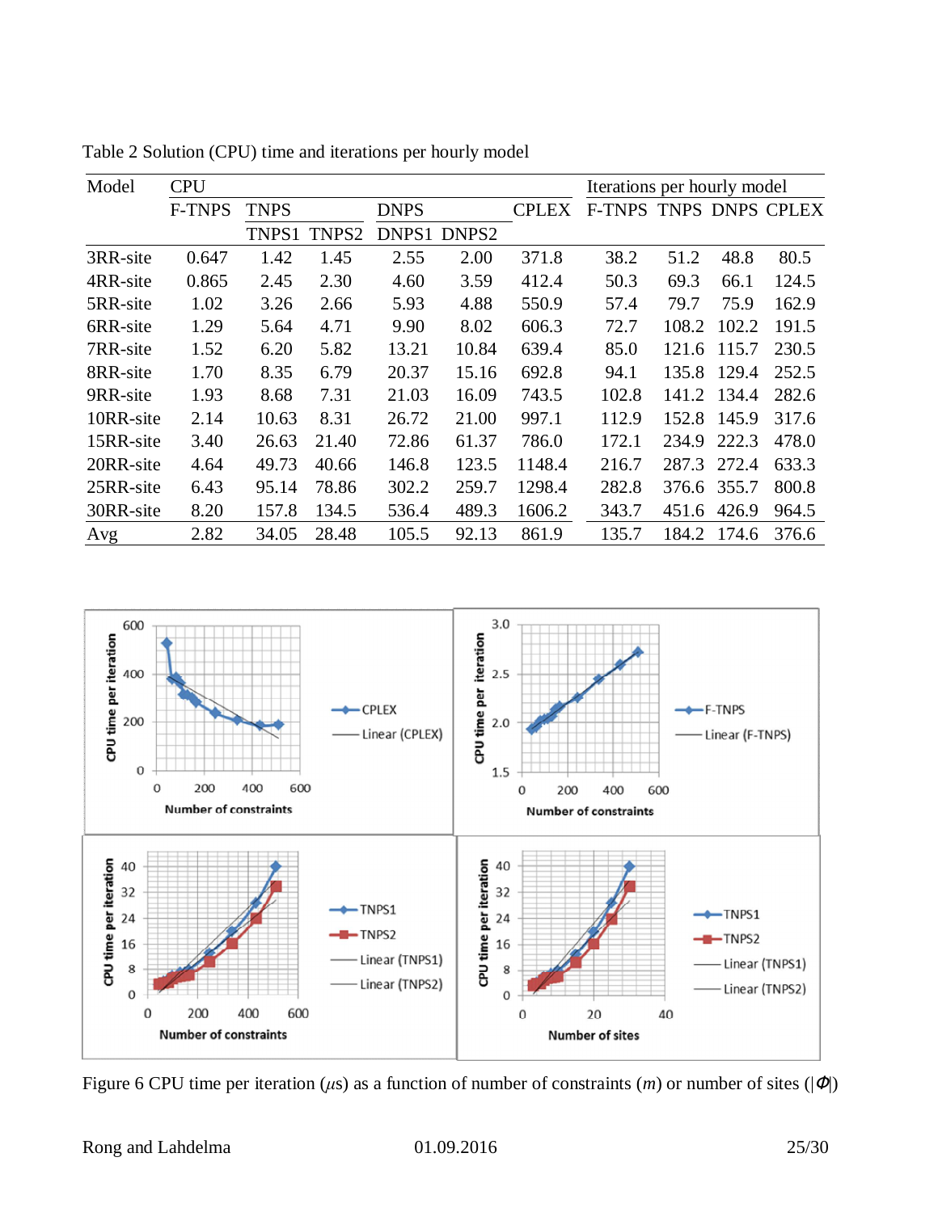Table 2 Solution (CPU) time and iterations per hourly model

| Model | CPU | | | | | | Iterations per hourly model | | | |
|---|---|---|---|---|---|---|---|---|---|---|
| | F-TNPS | TNPS | | DNPS | | CPLEX | F-TNPS | TNPS | DNPS | CPLEX |
| | | TNPS1 | TNPS2 | DNPS1 | DNPS2 | | | | | |
| 3RR-site | 0.647 | 1.42 | 1.45 | 2.55 | 2.00 | 371.8 | 38.2 | 51.2 | 48.8 | 80.5 |
| 4RR-site | 0.865 | 2.45 | 2.30 | 4.60 | 3.59 | 412.4 | 50.3 | 69.3 | 66.1 | 124.5 |
| 5RR-site | 1.02 | 3.26 | 2.66 | 5.93 | 4.88 | 550.9 | 57.4 | 79.7 | 75.9 | 162.9 |
| 6RR-site | 1.29 | 5.64 | 4.71 | 9.90 | 8.02 | 606.3 | 72.7 | 108.2 | 102.2 | 191.5 |
| 7RR-site | 1.52 | 6.20 | 5.82 | 13.21 | 10.84 | 639.4 | 85.0 | 121.6 | 115.7 | 230.5 |
| 8RR-site | 1.70 | 8.35 | 6.79 | 20.37 | 15.16 | 692.8 | 94.1 | 135.8 | 129.4 | 252.5 |
| 9RR-site | 1.93 | 8.68 | 7.31 | 21.03 | 16.09 | 743.5 | 102.8 | 141.2 | 134.4 | 282.6 |
| 10RR-site | 2.14 | 10.63 | 8.31 | 26.72 | 21.00 | 997.1 | 112.9 | 152.8 | 145.9 | 317.6 |
| 15RR-site | 3.40 | 26.63 | 21.40 | 72.86 | 61.37 | 786.0 | 172.1 | 234.9 | 222.3 | 478.0 |
| 20RR-site | 4.64 | 49.73 | 40.66 | 146.8 | 123.5 | 1148.4 | 216.7 | 287.3 | 272.4 | 633.3 |
| 25RR-site | 6.43 | 95.14 | 78.86 | 302.2 | 259.7 | 1298.4 | 282.8 | 376.6 | 355.7 | 800.8 |
| 30RR-site | 8.20 | 157.8 | 134.5 | 536.4 | 489.3 | 1606.2 | 343.7 | 451.6 | 426.9 | 964.5 |
| Avg | 2.82 | 34.05 | 28.48 | 105.5 | 92.13 | 861.9 | 135.7 | 184.2 | 174.6 | 376.6 |

Figure 6 CPU time per iteration ($\mu$s) as a function of number of constraints ($m$) or number of sites ($|\Phi|$)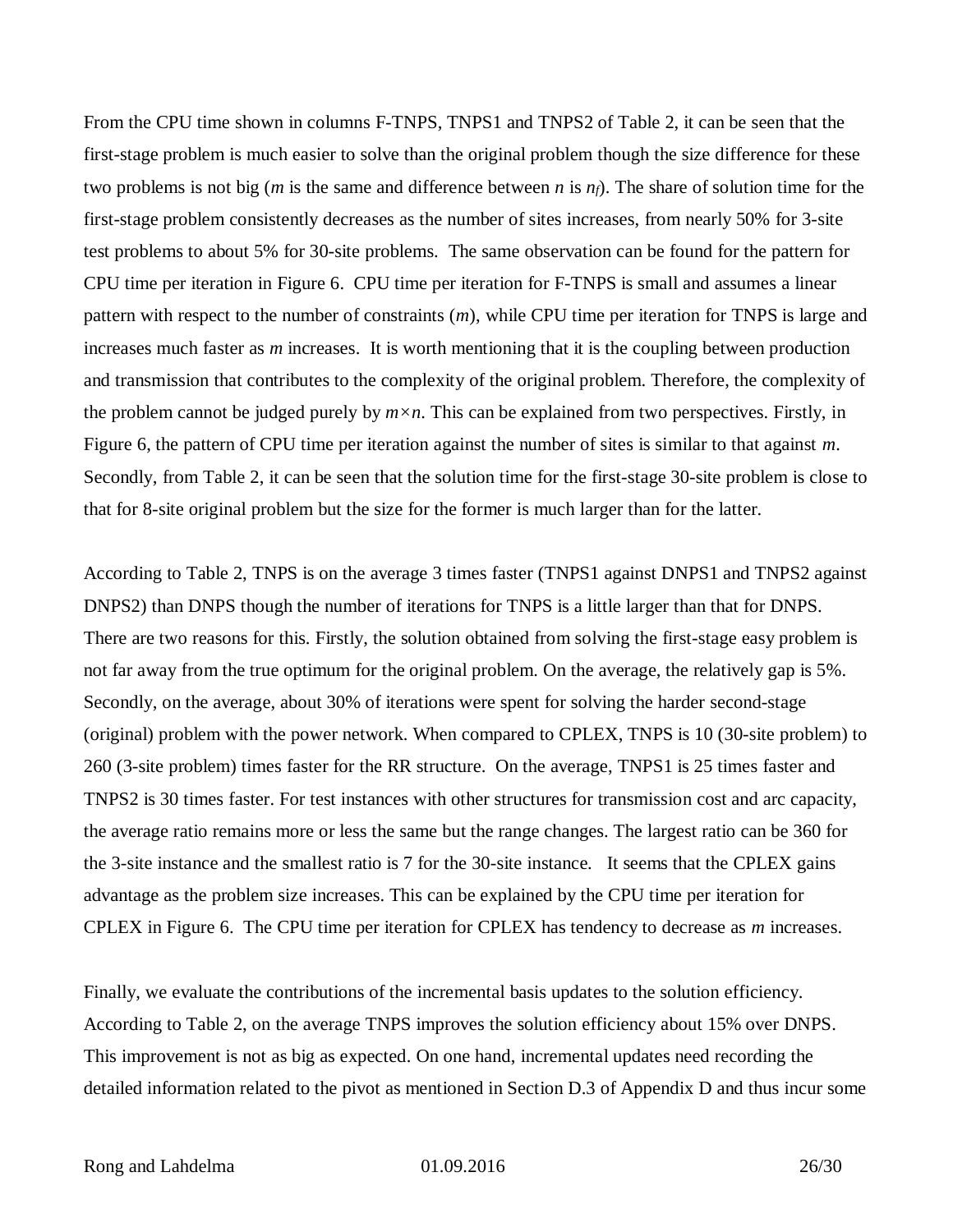From the CPU time shown in columns F-TNPS, TNPS1 and TNPS2 of Table 2, it can be seen that the first-stage problem is much easier to solve than the original problem though the size difference for these two problems is not big ($m$ is the same and difference between $n$ is $n_f$). The share of solution time for the first-stage problem consistently decreases as the number of sites increases, from nearly 50% for 3-site test problems to about 5% for 30-site problems. The same observation can be found for the pattern for CPU time per iteration in Figure 6. CPU time per iteration for F-TNPS is small and assumes a linear pattern with respect to the number of constraints ($m$), while CPU time per iteration for TNPS is large and increases much faster as $m$ increases. It is worth mentioning that it is the coupling between production and transmission that contributes to the complexity of the original problem. Therefore, the complexity of the problem cannot be judged purely by $m \times n$. This can be explained from two perspectives. Firstly, in Figure 6, the pattern of CPU time per iteration against the number of sites is similar to that against $m$. Secondly, from Table 2, it can be seen that the solution time for the first-stage 30-site problem is close to that for 8-site original problem but the size for the former is much larger than for the latter.

According to Table 2, TNPS is on the average 3 times faster (TNPS1 against DNPS1 and TNPS2 against DNPS2) than DNPS though the number of iterations for TNPS is a little larger than that for DNPS. There are two reasons for this. Firstly, the solution obtained from solving the first-stage easy problem is not far away from the true optimum for the original problem. On the average, the relatively gap is 5%. Secondly, on the average, about 30% of iterations were spent for solving the harder second-stage (original) problem with the power network. When compared to CPLEX, TNPS is 10 (30-site problem) to 260 (3-site problem) times faster for the RR structure. On the average, TNPS1 is 25 times faster and TNPS2 is 30 times faster. For test instances with other structures for transmission cost and arc capacity, the average ratio remains more or less the same but the range changes. The largest ratio can be 360 for the 3-site instance and the smallest ratio is 7 for the 30-site instance. It seems that the CPLEX gains advantage as the problem size increases. This can be explained by the CPU time per iteration for CPLEX in Figure 6. The CPU time per iteration for CPLEX has tendency to decrease as $m$ increases.

Finally, we evaluate the contributions of the incremental basis updates to the solution efficiency. According to Table 2, on the average TNPS improves the solution efficiency about 15% over DNPS. This improvement is not as big as expected. On one hand, incremental updates need recording the detailed information related to the pivot as mentioned in Section D.3 of Appendix D and thus incur some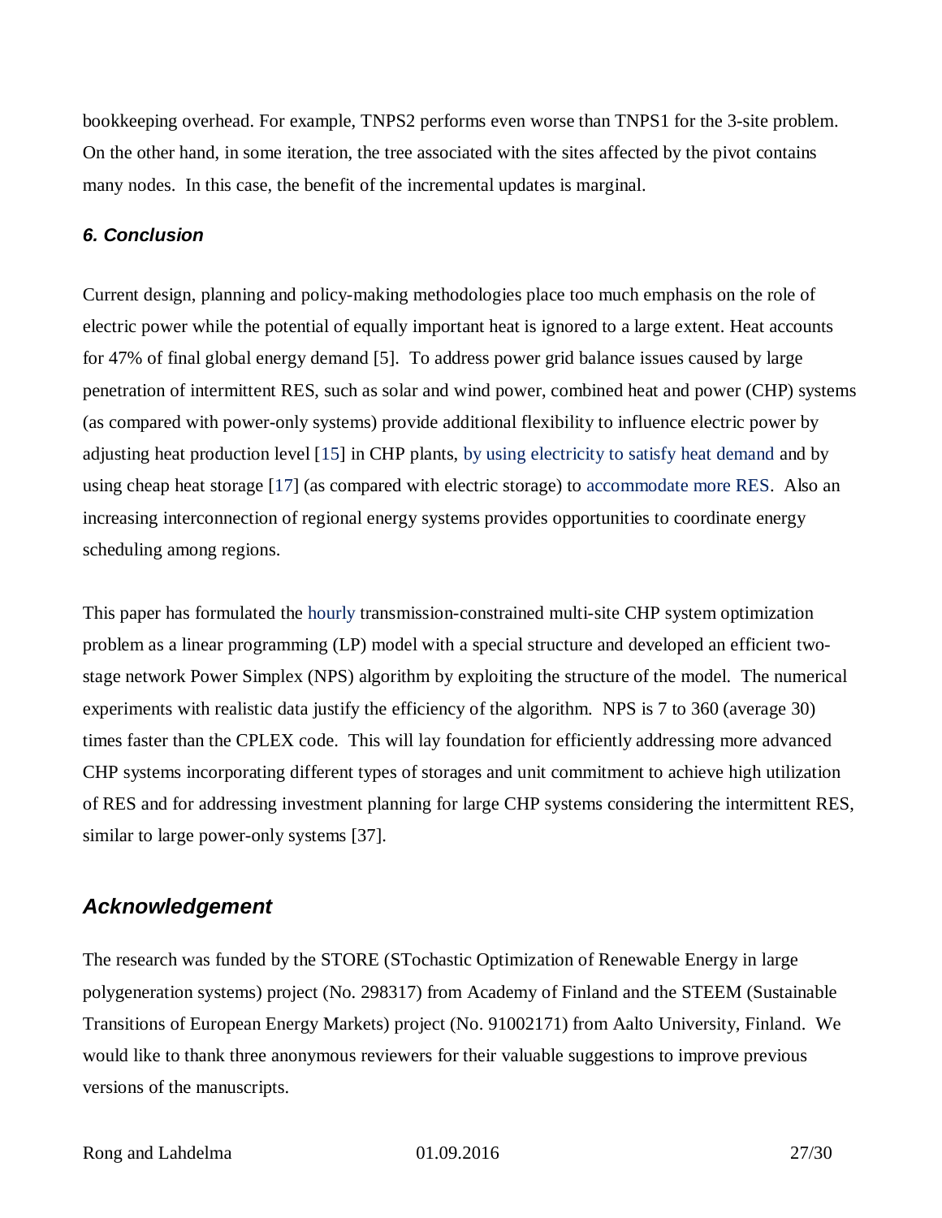bookkeeping overhead. For example, TNPS2 performs even worse than TNPS1 for the 3-site problem. On the other hand, in some iteration, the tree associated with the sites affected by the pivot contains many nodes. In this case, the benefit of the incremental updates is marginal.

### *6. Conclusion*

Current design, planning and policy-making methodologies place too much emphasis on the role of electric power while the potential of equally important heat is ignored to a large extent. Heat accounts for 47% of final global energy demand [5]. To address power grid balance issues caused by large penetration of intermittent RES, such as solar and wind power, combined heat and power (CHP) systems (as compared with power-only systems) provide additional flexibility to influence electric power by adjusting heat production level [15] in CHP plants, by using electricity to satisfy heat demand and by using cheap heat storage [17] (as compared with electric storage) to accommodate more RES. Also an increasing interconnection of regional energy systems provides opportunities to coordinate energy scheduling among regions.

This paper has formulated the hourly transmission-constrained multi-site CHP system optimization problem as a linear programming (LP) model with a special structure and developed an efficient two-stage network Power Simplex (NPS) algorithm by exploiting the structure of the model. The numerical experiments with realistic data justify the efficiency of the algorithm. NPS is 7 to 360 (average 30) times faster than the CPLEX code. This will lay foundation for efficiently addressing more advanced CHP systems incorporating different types of storages and unit commitment to achieve high utilization of RES and for addressing investment planning for large CHP systems considering the intermittent RES, similar to large power-only systems [37].

## *Acknowledgement*

The research was funded by the STORE (STochastic Optimization of Renewable Energy in large polygeneration systems) project (No. 298317) from Academy of Finland and the STEEM (Sustainable Transitions of European Energy Markets) project (No. 91002171) from Aalto University, Finland. We would like to thank three anonymous reviewers for their valuable suggestions to improve previous versions of the manuscripts.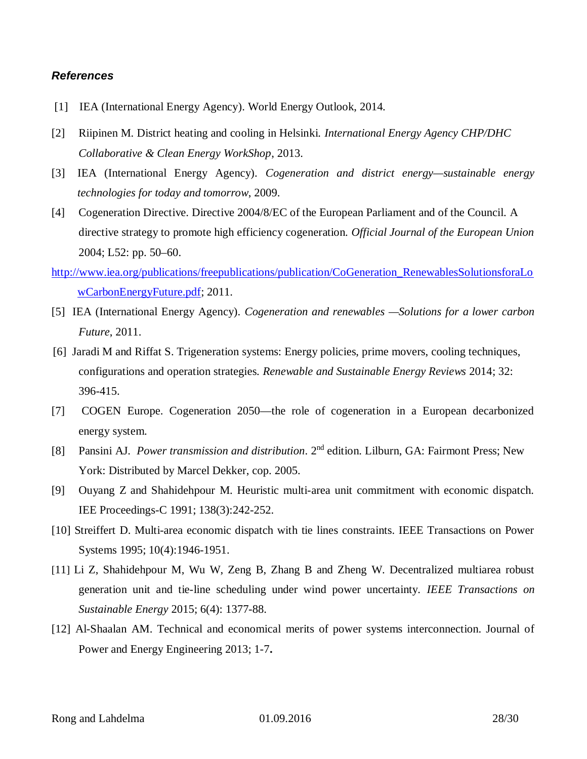### *References*

[1] IEA (International Energy Agency). World Energy Outlook, 2014.

[2] Riipinen M. District heating and cooling in Helsinki. *International Energy Agency CHP/DHC Collaborative & Clean Energy WorkShop*, 2013.

[3] IEA (International Energy Agency). *Cogeneration and district energy—sustainable energy technologies for today and tomorrow*, 2009.

[4] Cogeneration Directive. Directive 2004/8/EC of the European Parliament and of the Council. A directive strategy to promote high efficiency cogeneration. *Official Journal of the European Union* 2004; L52: pp. 50–60.

http://www.iea.org/publications/freepublications/publication/CoGeneration_RenewablesSolutionsforaLowCarbonEnergyFuture.pdf; 2011.

[5] IEA (International Energy Agency). *Cogeneration and renewables —Solutions for a lower carbon Future*, 2011.

[6] Jaradi M and Riffat S. Trigeneration systems: Energy policies, prime movers, cooling techniques, configurations and operation strategies. *Renewable and Sustainable Energy Reviews* 2014; 32: 396-415.

[7] COGEN Europe. Cogeneration 2050—the role of cogeneration in a European decarbonized energy system.

[8] Pansini AJ. *Power transmission and distribution*. 2nd edition. Lilburn, GA: Fairmont Press; New York: Distributed by Marcel Dekker, cop. 2005.

[9] Ouyang Z and Shahidehpour M. Heuristic multi-area unit commitment with economic dispatch. IEE Proceedings-C 1991; 138(3):242-252.

[10] Streiffert D. Multi-area economic dispatch with tie lines constraints. IEEE Transactions on Power Systems 1995; 10(4):1946-1951.

[11] Li Z, Shahidehpour M, Wu W, Zeng B, Zhang B and Zheng W. Decentralized multiarea robust generation unit and tie-line scheduling under wind power uncertainty. *IEEE Transactions on Sustainable Energy* 2015; 6(4): 1377-88.

[12] Al-Shaalan AM. Technical and economical merits of power systems interconnection. Journal of Power and Energy Engineering 2013; 1-7.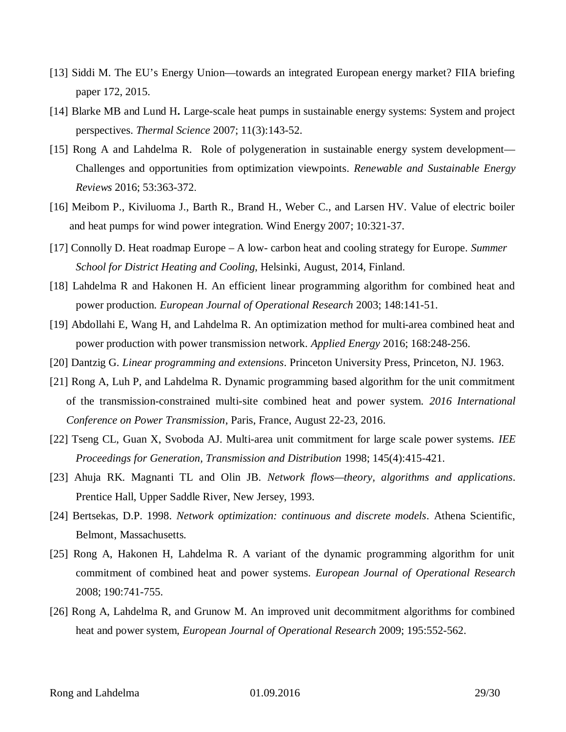[13] Siddi M. The EU's Energy Union—towards an integrated European energy market? FIIA briefing paper 172, 2015.

[14] Blarke MB and Lund H**.** Large-scale heat pumps in sustainable energy systems: System and project perspectives. *Thermal Science* 2007; 11(3):143-52.

[15] Rong A and Lahdelma R. Role of polygeneration in sustainable energy system development—Challenges and opportunities from optimization viewpoints. *Renewable and Sustainable Energy Reviews* 2016; 53:363-372.

[16] Meibom P., Kiviluoma J., Barth R., Brand H., Weber C., and Larsen HV. Value of electric boiler and heat pumps for wind power integration. Wind Energy 2007; 10:321-37.

[17] Connolly D. Heat roadmap Europe – A low- carbon heat and cooling strategy for Europe. *Summer School for District Heating and Cooling*, Helsinki, August, 2014, Finland.

[18] Lahdelma R and Hakonen H. An efficient linear programming algorithm for combined heat and power production. *European Journal of Operational Research* 2003; 148:141-51.

[19] Abdollahi E, Wang H, and Lahdelma R. An optimization method for multi-area combined heat and power production with power transmission network. *Applied Energy* 2016; 168:248-256.

[20] Dantzig G. *Linear programming and extensions*. Princeton University Press, Princeton, NJ. 1963.

[21] Rong A, Luh P, and Lahdelma R. Dynamic programming based algorithm for the unit commitment of the transmission-constrained multi-site combined heat and power system. *2016 International Conference on Power Transmission*, Paris, France, August 22-23, 2016.

[22] Tseng CL, Guan X, Svoboda AJ. Multi-area unit commitment for large scale power systems. *IEE Proceedings for Generation, Transmission and Distribution* 1998; 145(4):415-421.

[23] Ahuja RK. Magnanti TL and Olin JB. *Network flows—theory, algorithms and applications*. Prentice Hall, Upper Saddle River, New Jersey, 1993.

[24] Bertsekas, D.P. 1998. *Network optimization: continuous and discrete models*. Athena Scientific, Belmont, Massachusetts.

[25] Rong A, Hakonen H, Lahdelma R. A variant of the dynamic programming algorithm for unit commitment of combined heat and power systems. *European Journal of Operational Research* 2008; 190:741-755.

[26] Rong A, Lahdelma R, and Grunow M. An improved unit decommitment algorithms for combined heat and power system, *European Journal of Operational Research* 2009; 195:552-562.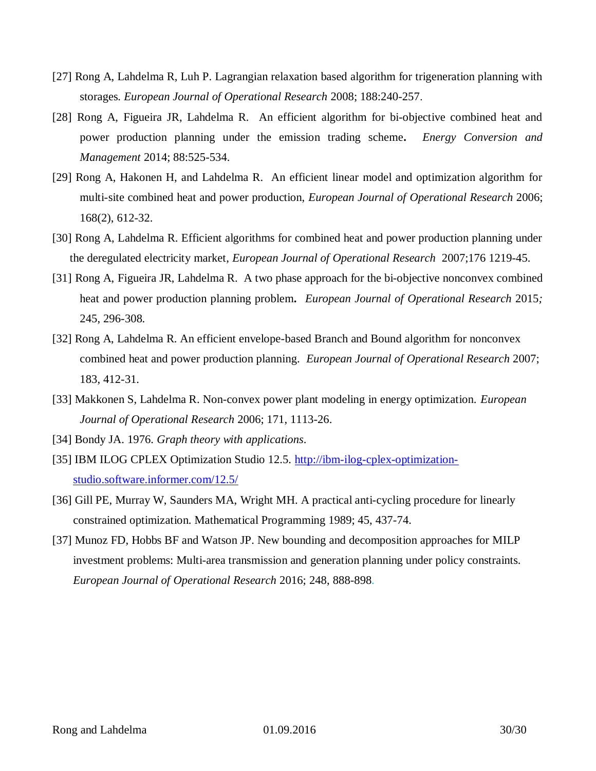[27] Rong A, Lahdelma R, Luh P. Lagrangian relaxation based algorithm for trigeneration planning with storages. *European Journal of Operational Research* 2008; 188:240-257.

[28] Rong A, Figueira JR, Lahdelma R. An efficient algorithm for bi-objective combined heat and power production planning under the emission trading scheme. *Energy Conversion and Management* 2014; 88:525-534.

[29] Rong A, Hakonen H, and Lahdelma R. An efficient linear model and optimization algorithm for multi-site combined heat and power production, *European Journal of Operational Research* 2006; 168(2), 612-32.

[30] Rong A, Lahdelma R. Efficient algorithms for combined heat and power production planning under the deregulated electricity market, *European Journal of Operational Research* 2007;176 1219-45.

[31] Rong A, Figueira JR, Lahdelma R. A two phase approach for the bi-objective nonconvex combined heat and power production planning problem. *European Journal of Operational Research* 2015; 245, 296-308.

[32] Rong A, Lahdelma R. An efficient envelope-based Branch and Bound algorithm for nonconvex combined heat and power production planning. *European Journal of Operational Research* 2007; 183, 412-31.

[33] Makkonen S, Lahdelma R. Non-convex power plant modeling in energy optimization. *European Journal of Operational Research* 2006; 171, 1113-26.

[34] Bondy JA. 1976. *Graph theory with applications*.

[35] IBM ILOG CPLEX Optimization Studio 12.5. http://ibm-ilog-cplex-optimization-studio.software.informer.com/12.5/

[36] Gill PE, Murray W, Saunders MA, Wright MH. A practical anti-cycling procedure for linearly constrained optimization. Mathematical Programming 1989; 45, 437-74.

[37] Munoz FD, Hobbs BF and Watson JP. New bounding and decomposition approaches for MILP investment problems: Multi-area transmission and generation planning under policy constraints. *European Journal of Operational Research* 2016; 248, 888-898.